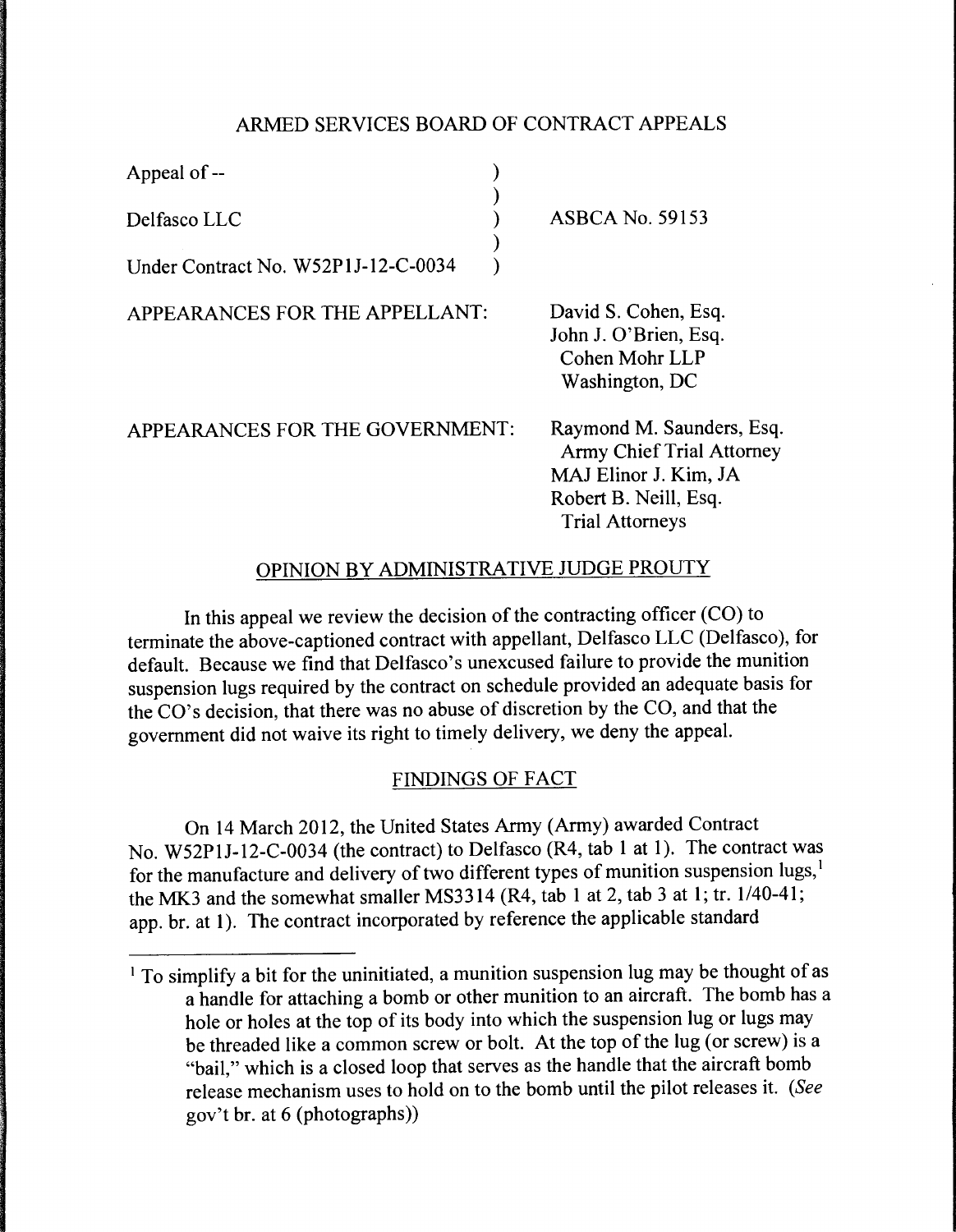# ARMED SERVICES BOARD OF CONTRACT APPEALS

| | | |
|---|---|---|
| Appeal of -- | ) | |
| | ) | |
| Delfasco LLC | ) | ASBCA No. 59153 |
| | ) | |
| Under Contract No. W52P1J-12-C-0034 | ) | |

APPEARANCES FOR THE APPELLANT: David S. Cohen, Esq.
John J. O'Brien, Esq.
Cohen Mohr LLP
Washington, DC

APPEARANCES FOR THE GOVERNMENT: Raymond M. Saunders, Esq.
Army Chief Trial Attorney
MAJ Elinor J. Kim, JA
Robert B. Neill, Esq.
Trial Attorneys

## OPINION BY ADMINISTRATIVE JUDGE PROUTY

In this appeal we review the decision of the contracting officer (CO) to terminate the above-captioned contract with appellant, Delfasco LLC (Delfasco), for default. Because we find that Delfasco's unexcused failure to provide the munition suspension lugs required by the contract on schedule provided an adequate basis for the CO's decision, that there was no abuse of discretion by the CO, and that the government did not waive its right to timely delivery, we deny the appeal.

## FINDINGS OF FACT

On 14 March 2012, the United States Army (Army) awarded Contract No. W52P1J-12-C-0034 (the contract) to Delfasco (R4, tab 1 at 1). The contract was for the manufacture and delivery of two different types of munition suspension lugs,[1] the MK3 and the somewhat smaller MS3314 (R4, tab 1 at 2, tab 3 at 1; tr. 1/40-41; app. br. at 1). The contract incorporated by reference the applicable standard

[1] To simplify a bit for the uninitiated, a munition suspension lug may be thought of as a handle for attaching a bomb or other munition to an aircraft. The bomb has a hole or holes at the top of its body into which the suspension lug or lugs may be threaded like a common screw or bolt. At the top of the lug (or screw) is a "bail," which is a closed loop that serves as the handle that the aircraft bomb release mechanism uses to hold on to the bomb until the pilot releases it. (*See* gov't br. at 6 (photographs))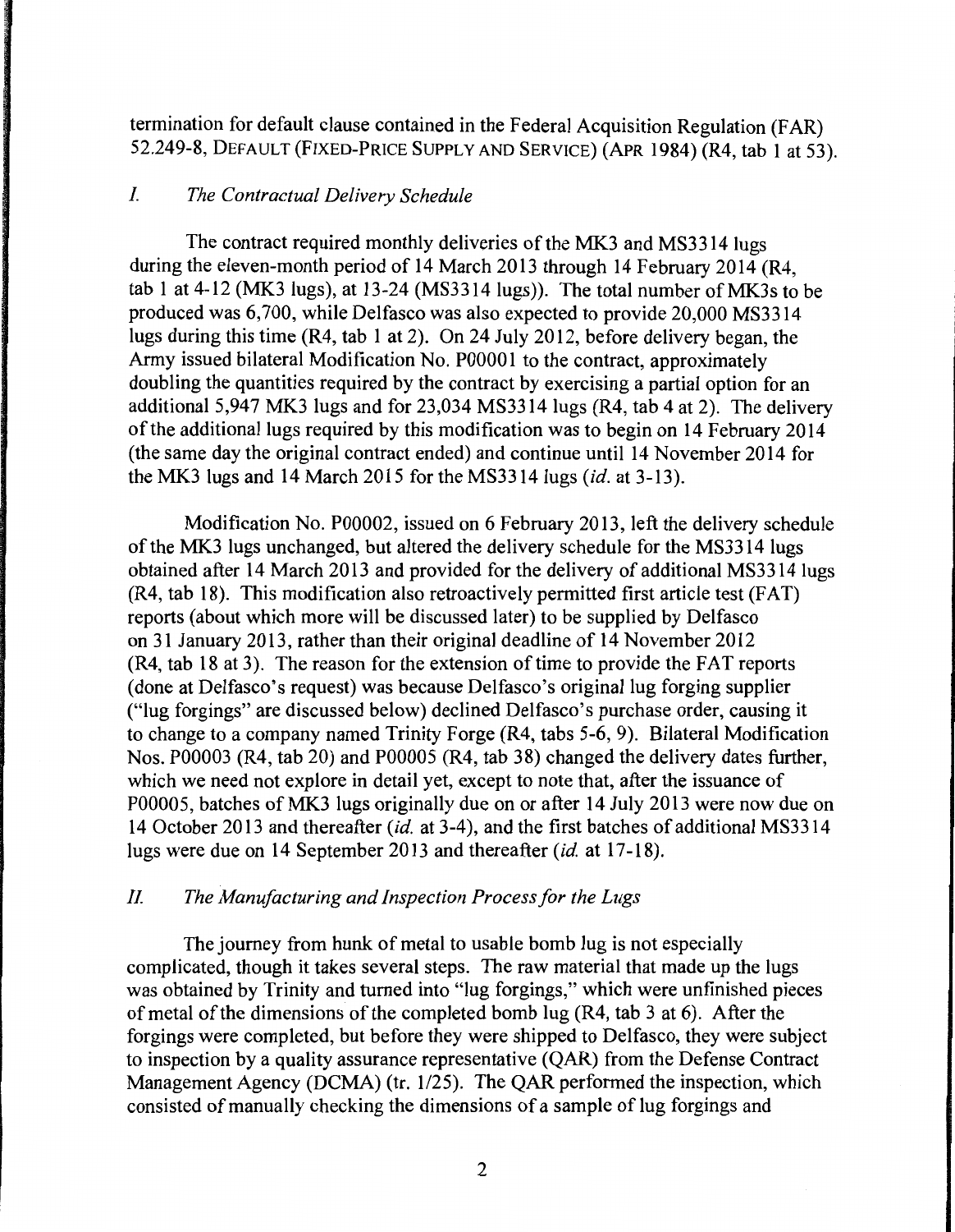termination for default clause contained in the Federal Acquisition Regulation (FAR) 52.249-8, DEFAULT (FIXED-PRICE SUPPLY AND SERVICE) (APR 1984) (R4, tab 1 at 53).

## *I. The Contractual Delivery Schedule*

The contract required monthly deliveries of the MK3 and MS3314 lugs during the eleven-month period of 14 March 2013 through 14 February 2014 (R4, tab 1 at 4-12 (MK3 lugs), at 13-24 (MS3314 lugs)). The total number of MK3s to be produced was 6,700, while Delfasco was also expected to provide 20,000 MS3314 lugs during this time (R4, tab 1 at 2). On 24 July 2012, before delivery began, the Army issued bilateral Modification No. P00001 to the contract, approximately doubling the quantities required by the contract by exercising a partial option for an additional 5,947 MK3 lugs and for 23,034 MS3314 lugs (R4, tab 4 at 2). The delivery of the additional lugs required by this modification was to begin on 14 February 2014 (the same day the original contract ended) and continue until 14 November 2014 for the MK3 lugs and 14 March 2015 for the MS3314 lugs (*id.* at 3-13).

Modification No. P00002, issued on 6 February 2013, left the delivery schedule of the MK3 lugs unchanged, but altered the delivery schedule for the MS3314 lugs obtained after 14 March 2013 and provided for the delivery of additional MS3314 lugs (R4, tab 18). This modification also retroactively permitted first article test (FAT) reports (about which more will be discussed later) to be supplied by Delfasco on 31 January 2013, rather than their original deadline of 14 November 2012 (R4, tab 18 at 3). The reason for the extension of time to provide the FAT reports (done at Delfasco's request) was because Delfasco's original lug forging supplier ("lug forgings" are discussed below) declined Delfasco's purchase order, causing it to change to a company named Trinity Forge (R4, tabs 5-6, 9). Bilateral Modification Nos. P00003 (R4, tab 20) and P00005 (R4, tab 38) changed the delivery dates further, which we need not explore in detail yet, except to note that, after the issuance of P00005, batches of MK3 lugs originally due on or after 14 July 2013 were now due on 14 October 2013 and thereafter (*id.* at 3-4), and the first batches of additional MS3314 lugs were due on 14 September 2013 and thereafter (*id.* at 17-18).

## *II. The Manufacturing and Inspection Process for the Lugs*

The journey from hunk of metal to usable bomb lug is not especially complicated, though it takes several steps. The raw material that made up the lugs was obtained by Trinity and turned into "lug forgings," which were unfinished pieces of metal of the dimensions of the completed bomb lug (R4, tab 3 at 6). After the forgings were completed, but before they were shipped to Delfasco, they were subject to inspection by a quality assurance representative (QAR) from the Defense Contract Management Agency (DCMA) (tr. 1/25). The QAR performed the inspection, which consisted of manually checking the dimensions of a sample of lug forgings and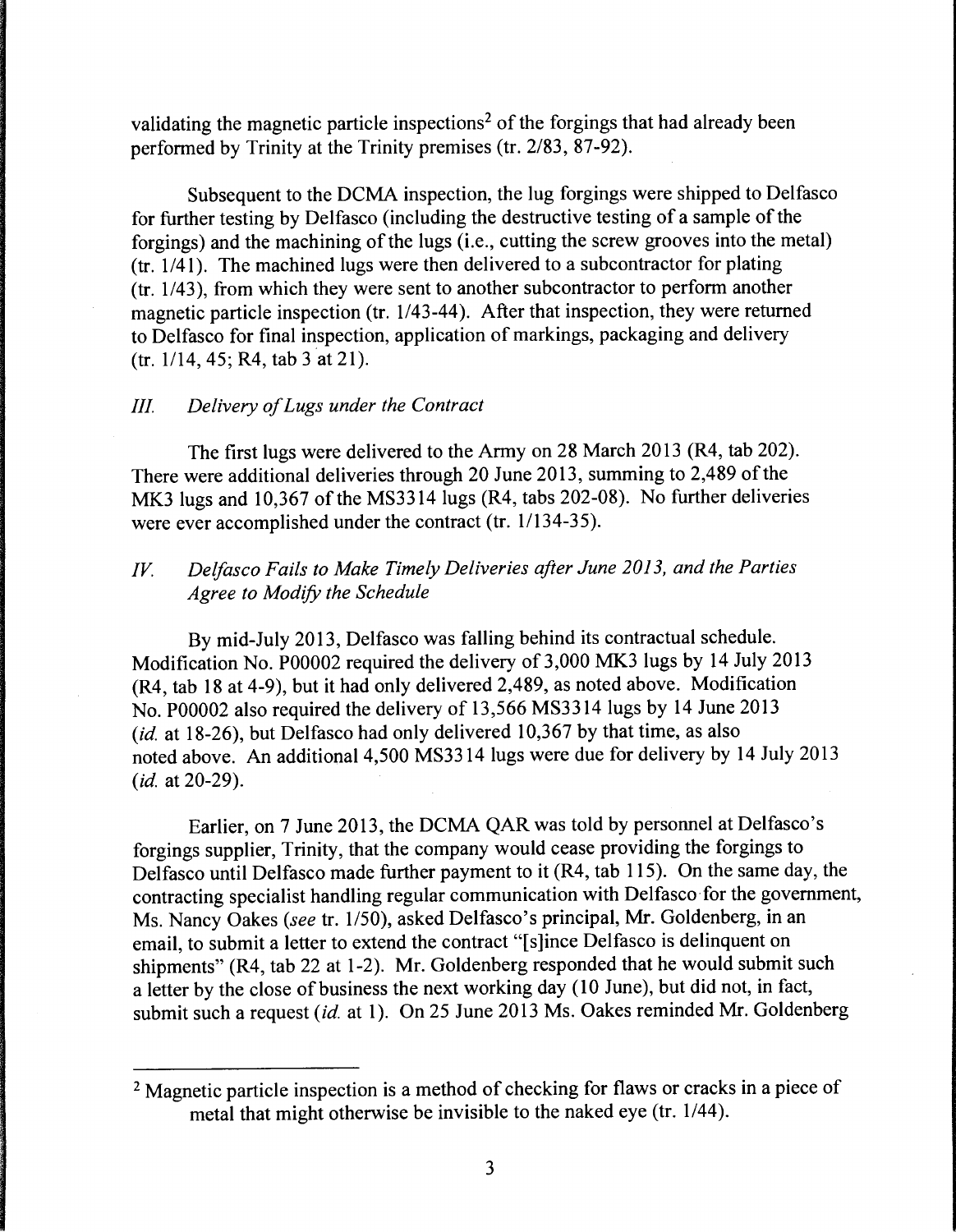validating the magnetic particle inspections[2] of the forgings that had already been performed by Trinity at the Trinity premises (tr. 2/83, 87-92).

Subsequent to the DCMA inspection, the lug forgings were shipped to Delfasco for further testing by Delfasco (including the destructive testing of a sample of the forgings) and the machining of the lugs (i.e., cutting the screw grooves into the metal) (tr. 1/41). The machined lugs were then delivered to a subcontractor for plating (tr. 1/43), from which they were sent to another subcontractor to perform another magnetic particle inspection (tr. 1/43-44). After that inspection, they were returned to Delfasco for final inspection, application of markings, packaging and delivery (tr. 1/14, 45; R4, tab 3 at 21).

### *III. Delivery of Lugs under the Contract*

The first lugs were delivered to the Army on 28 March 2013 (R4, tab 202). There were additional deliveries through 20 June 2013, summing to 2,489 of the MK3 lugs and 10,367 of the MS3314 lugs (R4, tabs 202-08). No further deliveries were ever accomplished under the contract (tr. 1/134-35).

### *IV. Delfasco Fails to Make Timely Deliveries after June 2013, and the Parties Agree to Modify the Schedule*

By mid-July 2013, Delfasco was falling behind its contractual schedule. Modification No. P00002 required the delivery of 3,000 MK3 lugs by 14 July 2013 (R4, tab 18 at 4-9), but it had only delivered 2,489, as noted above. Modification No. P00002 also required the delivery of 13,566 MS3314 lugs by 14 June 2013 (*id.* at 18-26), but Delfasco had only delivered 10,367 by that time, as also noted above. An additional 4,500 MS3314 lugs were due for delivery by 14 July 2013 (*id.* at 20-29).

Earlier, on 7 June 2013, the DCMA QAR was told by personnel at Delfasco's forgings supplier, Trinity, that the company would cease providing the forgings to Delfasco until Delfasco made further payment to it (R4, tab 115). On the same day, the contracting specialist handling regular communication with Delfasco for the government, Ms. Nancy Oakes (*see* tr. 1/50), asked Delfasco's principal, Mr. Goldenberg, in an email, to submit a letter to extend the contract "[s]ince Delfasco is delinquent on shipments" (R4, tab 22 at 1-2). Mr. Goldenberg responded that he would submit such a letter by the close of business the next working day (10 June), but did not, in fact, submit such a request (*id.* at 1). On 25 June 2013 Ms. Oakes reminded Mr. Goldenberg

[2] Magnetic particle inspection is a method of checking for flaws or cracks in a piece of metal that might otherwise be invisible to the naked eye (tr. 1/44).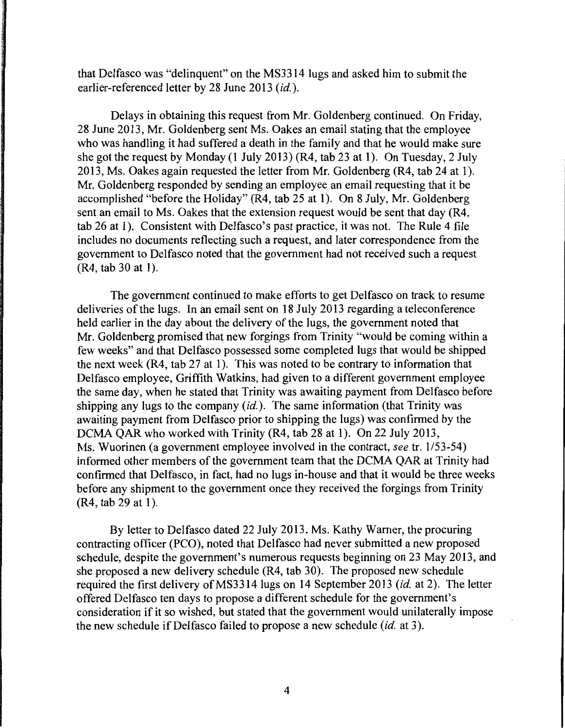that Delfasco was "delinquent" on the MS3314 lugs and asked him to submit the earlier-referenced letter by 28 June 2013 (*id.*).

Delays in obtaining this request from Mr. Goldenberg continued. On Friday, 28 June 2013, Mr. Goldenberg sent Ms. Oakes an email stating that the employee who was handling it had suffered a death in the family and that he would make sure she got the request by Monday (1 July 2013) (R4, tab 23 at 1). On Tuesday, 2 July 2013, Ms. Oakes again requested the letter from Mr. Goldenberg (R4, tab 24 at 1). Mr. Goldenberg responded by sending an employee an email requesting that it be accomplished "before the Holiday" (R4, tab 25 at 1). On 8 July, Mr. Goldenberg sent an email to Ms. Oakes that the extension request would be sent that day (R4, tab 26 at 1). Consistent with Delfasco's past practice, it was not. The Rule 4 file includes no documents reflecting such a request, and later correspondence from the government to Delfasco noted that the government had not received such a request (R4, tab 30 at 1).

The government continued to make efforts to get Delfasco on track to resume deliveries of the lugs. In an email sent on 18 July 2013 regarding a teleconference held earlier in the day about the delivery of the lugs, the government noted that Mr. Goldenberg promised that new forgings from Trinity "would be coming within a few weeks" and that Delfasco possessed some completed lugs that would be shipped the next week (R4, tab 27 at 1). This was noted to be contrary to information that Delfasco employee, Griffith Watkins, had given to a different government employee the same day, when he stated that Trinity was awaiting payment from Delfasco before shipping any lugs to the company (*id.*). The same information (that Trinity was awaiting payment from Delfasco prior to shipping the lugs) was confirmed by the DCMA QAR who worked with Trinity (R4, tab 28 at 1). On 22 July 2013, Ms. Wuorinen (a government employee involved in the contract, *see* tr. 1/53-54) informed other members of the government team that the DCMA QAR at Trinity had confirmed that Delfasco, in fact, had no lugs in-house and that it would be three weeks before any shipment to the government once they received the forgings from Trinity (R4, tab 29 at 1).

By letter to Delfasco dated 22 July 2013, Ms. Kathy Warner, the procuring contracting officer (PCO), noted that Delfasco had never submitted a new proposed schedule, despite the government's numerous requests beginning on 23 May 2013, and she proposed a new delivery schedule (R4, tab 30). The proposed new schedule required the first delivery of MS3314 lugs on 14 September 2013 (*id.* at 2). The letter offered Delfasco ten days to propose a different schedule for the government's consideration if it so wished, but stated that the government would unilaterally impose the new schedule if Delfasco failed to propose a new schedule (*id.* at 3).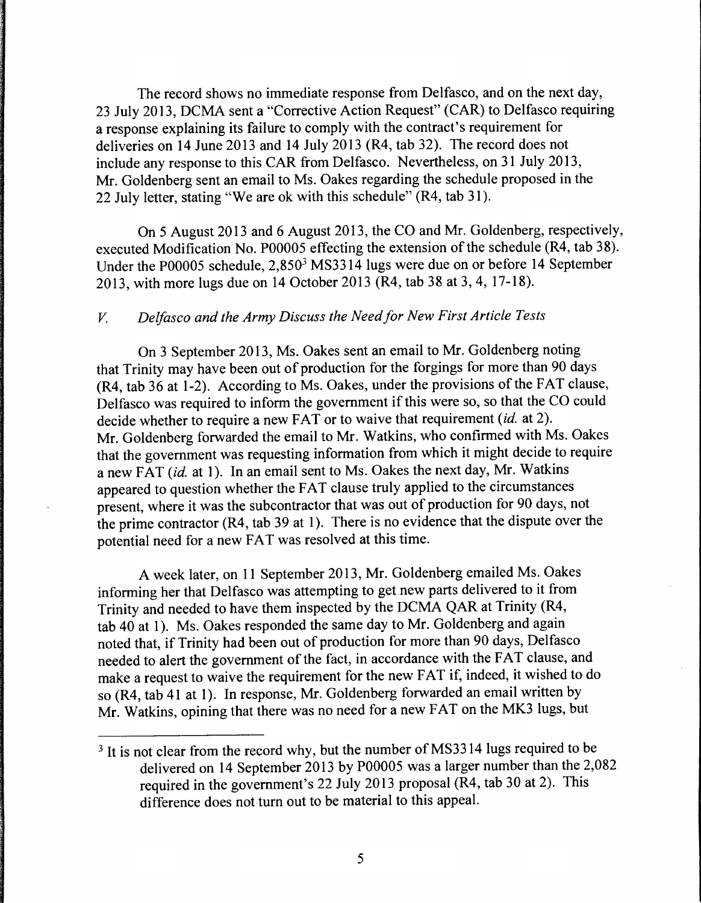The record shows no immediate response from Delfasco, and on the next day, 23 July 2013, DCMA sent a "Corrective Action Request" (CAR) to Delfasco requiring a response explaining its failure to comply with the contract's requirement for deliveries on 14 June 2013 and 14 July 2013 (R4, tab 32). The record does not include any response to this CAR from Delfasco. Nevertheless, on 31 July 2013, Mr. Goldenberg sent an email to Ms. Oakes regarding the schedule proposed in the 22 July letter, stating "We are ok with this schedule" (R4, tab 31).

On 5 August 2013 and 6 August 2013, the CO and Mr. Goldenberg, respectively, executed Modification No. P00005 effecting the extension of the schedule (R4, tab 38). Under the P00005 schedule, 2,850[3] MS3314 lugs were due on or before 14 September 2013, with more lugs due on 14 October 2013 (R4, tab 38 at 3, 4, 17-18).

## *V. Delfasco and the Army Discuss the Need for New First Article Tests*

On 3 September 2013, Ms. Oakes sent an email to Mr. Goldenberg noting that Trinity may have been out of production for the forgings for more than 90 days (R4, tab 36 at 1-2). According to Ms. Oakes, under the provisions of the FAT clause, Delfasco was required to inform the government if this were so, so that the CO could decide whether to require a new FAT or to waive that requirement (*id.* at 2). Mr. Goldenberg forwarded the email to Mr. Watkins, who confirmed with Ms. Oakes that the government was requesting information from which it might decide to require a new FAT (*id.* at 1). In an email sent to Ms. Oakes the next day, Mr. Watkins appeared to question whether the FAT clause truly applied to the circumstances present, where it was the subcontractor that was out of production for 90 days, not the prime contractor (R4, tab 39 at 1). There is no evidence that the dispute over the potential need for a new FAT was resolved at this time.

A week later, on 11 September 2013, Mr. Goldenberg emailed Ms. Oakes informing her that Delfasco was attempting to get new parts delivered to it from Trinity and needed to have them inspected by the DCMA QAR at Trinity (R4, tab 40 at 1). Ms. Oakes responded the same day to Mr. Goldenberg and again noted that, if Trinity had been out of production for more than 90 days, Delfasco needed to alert the government of the fact, in accordance with the FAT clause, and make a request to waive the requirement for the new FAT if, indeed, it wished to do so (R4, tab 41 at 1). In response, Mr. Goldenberg forwarded an email written by Mr. Watkins, opining that there was no need for a new FAT on the MK3 lugs, but

---

[3] It is not clear from the record why, but the number of MS3314 lugs required to be delivered on 14 September 2013 by P00005 was a larger number than the 2,082 required in the government's 22 July 2013 proposal (R4, tab 30 at 2). This difference does not turn out to be material to this appeal.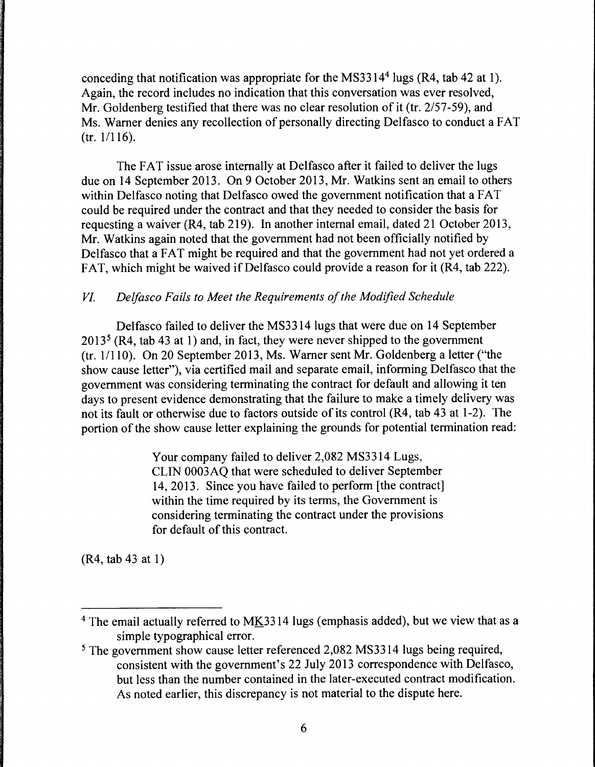conceding that notification was appropriate for the MS3314[4] lugs (R4, tab 42 at 1). Again, the record includes no indication that this conversation was ever resolved, Mr. Goldenberg testified that there was no clear resolution of it (tr. 2/57-59), and Ms. Warner denies any recollection of personally directing Delfasco to conduct a FAT (tr. 1/116).

The FAT issue arose internally at Delfasco after it failed to deliver the lugs due on 14 September 2013. On 9 October 2013, Mr. Watkins sent an email to others within Delfasco noting that Delfasco owed the government notification that a FAT could be required under the contract and that they needed to consider the basis for requesting a waiver (R4, tab 219). In another internal email, dated 21 October 2013, Mr. Watkins again noted that the government had not been officially notified by Delfasco that a FAT might be required and that the government had not yet ordered a FAT, which might be waived if Delfasco could provide a reason for it (R4, tab 222).

### *VI. Delfasco Fails to Meet the Requirements of the Modified Schedule*

Delfasco failed to deliver the MS3314 lugs that were due on 14 September 2013[5] (R4, tab 43 at 1) and, in fact, they were never shipped to the government (tr. 1/110). On 20 September 2013, Ms. Warner sent Mr. Goldenberg a letter ("the show cause letter"), via certified mail and separate email, informing Delfasco that the government was considering terminating the contract for default and allowing it ten days to present evidence demonstrating that the failure to make a timely delivery was not its fault or otherwise due to factors outside of its control (R4, tab 43 at 1-2). The portion of the show cause letter explaining the grounds for potential termination read:

> Your company failed to deliver 2,082 MS3314 Lugs, CLIN 0003AQ that were scheduled to deliver September 14, 2013. Since you have failed to perform [the contract] within the time required by its terms, the Government is considering terminating the contract under the provisions for default of this contract.

(R4, tab 43 at 1)

---

[4] The email actually referred to M<u>K</u>3314 lugs (emphasis added), but we view that as a simple typographical error.

[5] The government show cause letter referenced 2,082 MS3314 lugs being required, consistent with the government's 22 July 2013 correspondence with Delfasco, but less than the number contained in the later-executed contract modification. As noted earlier, this discrepancy is not material to the dispute here.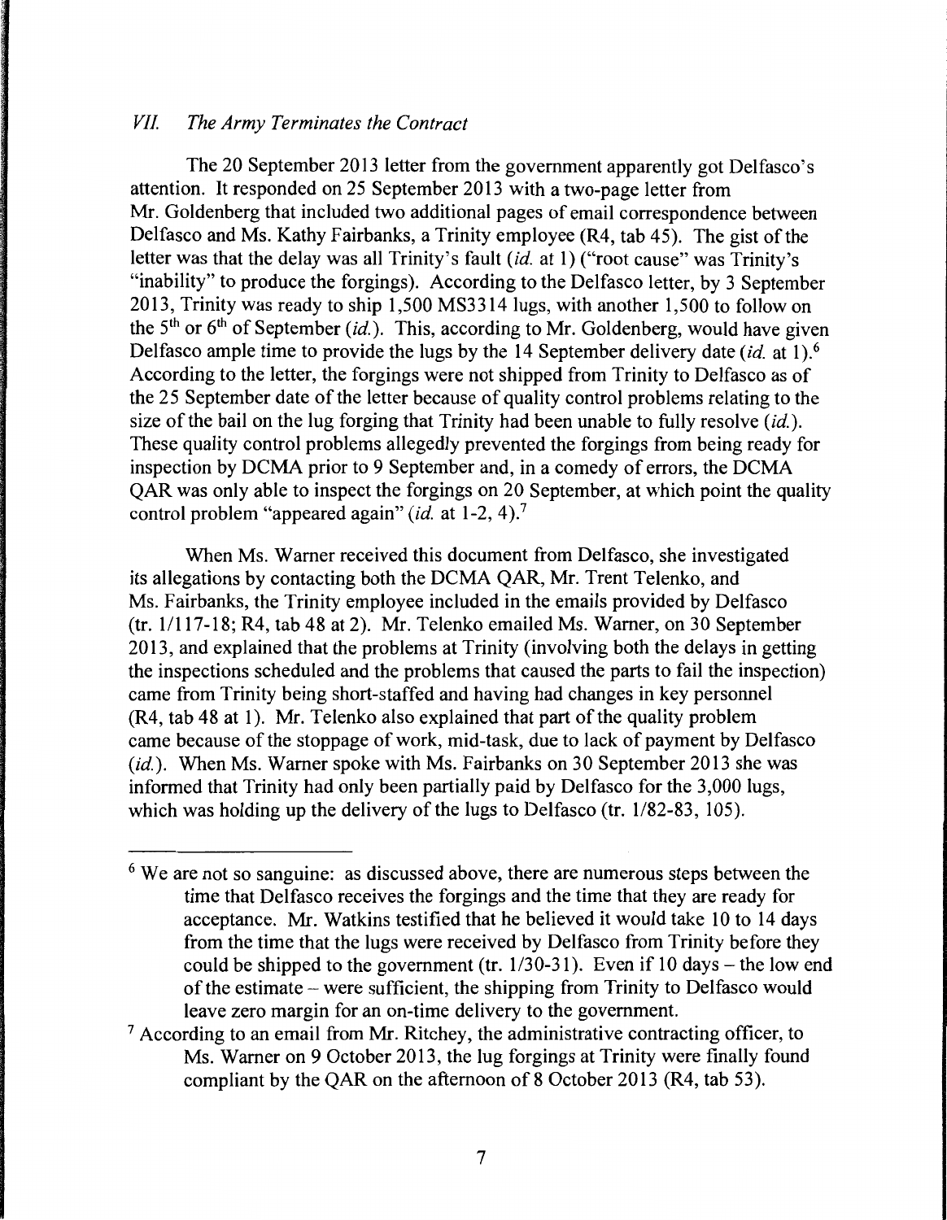### *VII. The Army Terminates the Contract*

The 20 September 2013 letter from the government apparently got Delfasco's attention. It responded on 25 September 2013 with a two-page letter from Mr. Goldenberg that included two additional pages of email correspondence between Delfasco and Ms. Kathy Fairbanks, a Trinity employee (R4, tab 45). The gist of the letter was that the delay was all Trinity's fault (*id.* at 1) ("root cause" was Trinity's "inability" to produce the forgings). According to the Delfasco letter, by 3 September 2013, Trinity was ready to ship 1,500 MS3314 lugs, with another 1,500 to follow on the 5th or 6th of September (*id.*). This, according to Mr. Goldenberg, would have given Delfasco ample time to provide the lugs by the 14 September delivery date (*id.* at 1).[6] According to the letter, the forgings were not shipped from Trinity to Delfasco as of the 25 September date of the letter because of quality control problems relating to the size of the bail on the lug forging that Trinity had been unable to fully resolve (*id.*). These quality control problems allegedly prevented the forgings from being ready for inspection by DCMA prior to 9 September and, in a comedy of errors, the DCMA QAR was only able to inspect the forgings on 20 September, at which point the quality control problem "appeared again" (*id.* at 1-2, 4).[7]

When Ms. Warner received this document from Delfasco, she investigated its allegations by contacting both the DCMA QAR, Mr. Trent Telenko, and Ms. Fairbanks, the Trinity employee included in the emails provided by Delfasco (tr. 1/117-18; R4, tab 48 at 2). Mr. Telenko emailed Ms. Warner, on 30 September 2013, and explained that the problems at Trinity (involving both the delays in getting the inspections scheduled and the problems that caused the parts to fail the inspection) came from Trinity being short-staffed and having had changes in key personnel (R4, tab 48 at 1). Mr. Telenko also explained that part of the quality problem came because of the stoppage of work, mid-task, due to lack of payment by Delfasco (*id.*). When Ms. Warner spoke with Ms. Fairbanks on 30 September 2013 she was informed that Trinity had only been partially paid by Delfasco for the 3,000 lugs, which was holding up the delivery of the lugs to Delfasco (tr. 1/82-83, 105).

---

[6] We are not so sanguine: as discussed above, there are numerous steps between the time that Delfasco receives the forgings and the time that they are ready for acceptance. Mr. Watkins testified that he believed it would take 10 to 14 days from the time that the lugs were received by Delfasco from Trinity before they could be shipped to the government (tr. 1/30-31). Even if 10 days – the low end of the estimate – were sufficient, the shipping from Trinity to Delfasco would leave zero margin for an on-time delivery to the government.

[7] According to an email from Mr. Ritchey, the administrative contracting officer, to Ms. Warner on 9 October 2013, the lug forgings at Trinity were finally found compliant by the QAR on the afternoon of 8 October 2013 (R4, tab 53).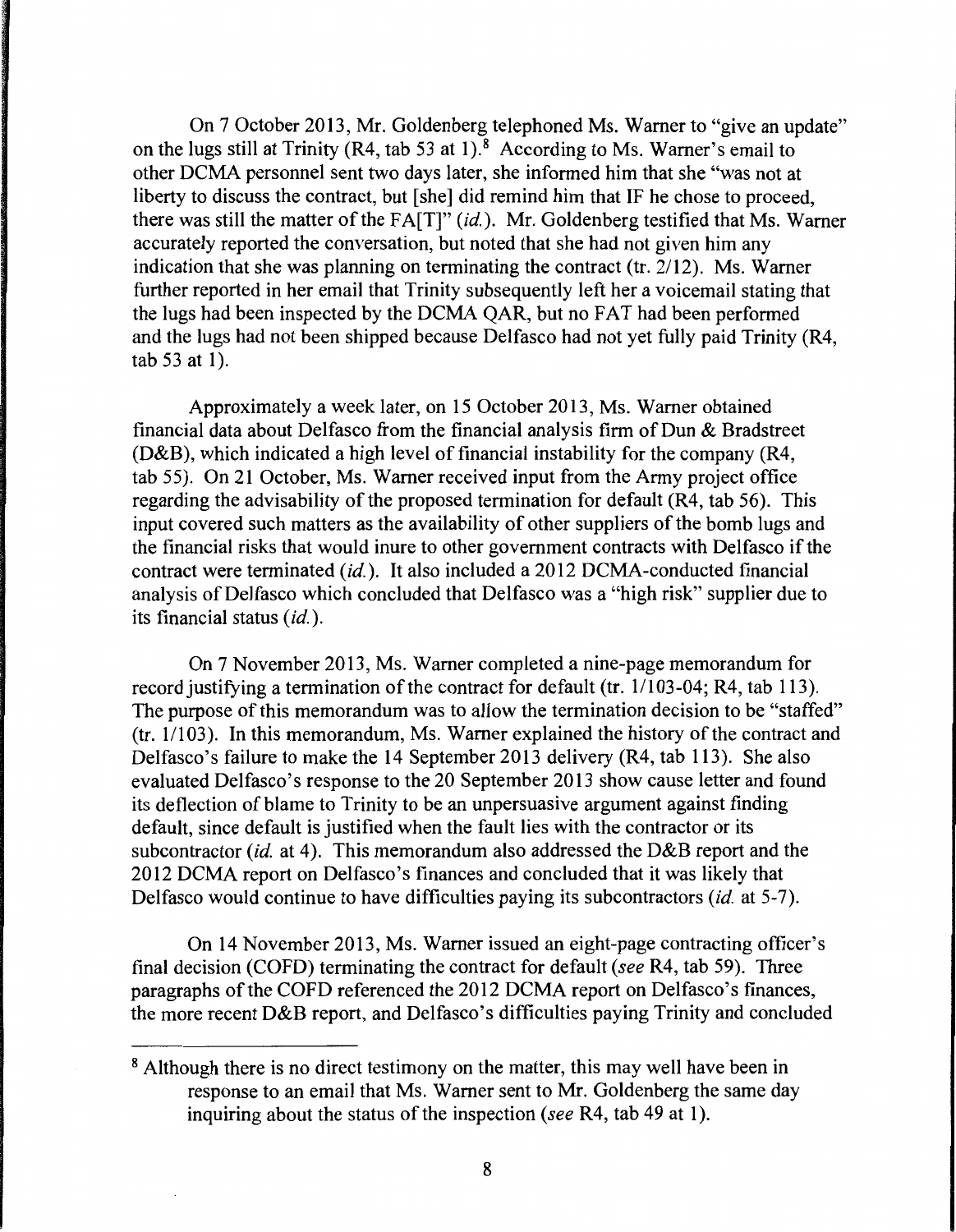On 7 October 2013, Mr. Goldenberg telephoned Ms. Warner to "give an update" on the lugs still at Trinity (R4, tab 53 at 1).[8] According to Ms. Warner's email to other DCMA personnel sent two days later, she informed him that she "was not at liberty to discuss the contract, but [she] did remind him that IF he chose to proceed, there was still the matter of the FA[T]" (*id.*). Mr. Goldenberg testified that Ms. Warner accurately reported the conversation, but noted that she had not given him any indication that she was planning on terminating the contract (tr. 2/12). Ms. Warner further reported in her email that Trinity subsequently left her a voicemail stating that the lugs had been inspected by the DCMA QAR, but no FAT had been performed and the lugs had not been shipped because Delfasco had not yet fully paid Trinity (R4, tab 53 at 1).

Approximately a week later, on 15 October 2013, Ms. Warner obtained financial data about Delfasco from the financial analysis firm of Dun & Bradstreet (D&B), which indicated a high level of financial instability for the company (R4, tab 55). On 21 October, Ms. Warner received input from the Army project office regarding the advisability of the proposed termination for default (R4, tab 56). This input covered such matters as the availability of other suppliers of the bomb lugs and the financial risks that would inure to other government contracts with Delfasco if the contract were terminated (*id.*). It also included a 2012 DCMA-conducted financial analysis of Delfasco which concluded that Delfasco was a "high risk" supplier due to its financial status (*id.*).

On 7 November 2013, Ms. Warner completed a nine-page memorandum for record justifying a termination of the contract for default (tr. 1/103-04; R4, tab 113). The purpose of this memorandum was to allow the termination decision to be "staffed" (tr. 1/103). In this memorandum, Ms. Warner explained the history of the contract and Delfasco's failure to make the 14 September 2013 delivery (R4, tab 113). She also evaluated Delfasco's response to the 20 September 2013 show cause letter and found its deflection of blame to Trinity to be an unpersuasive argument against finding default, since default is justified when the fault lies with the contractor or its subcontractor (*id.* at 4). This memorandum also addressed the D&B report and the 2012 DCMA report on Delfasco's finances and concluded that it was likely that Delfasco would continue to have difficulties paying its subcontractors (*id.* at 5-7).

On 14 November 2013, Ms. Warner issued an eight-page contracting officer's final decision (COFD) terminating the contract for default (*see* R4, tab 59). Three paragraphs of the COFD referenced the 2012 DCMA report on Delfasco's finances, the more recent D&B report, and Delfasco's difficulties paying Trinity and concluded

---

[8] Although there is no direct testimony on the matter, this may well have been in response to an email that Ms. Warner sent to Mr. Goldenberg the same day inquiring about the status of the inspection (*see* R4, tab 49 at 1).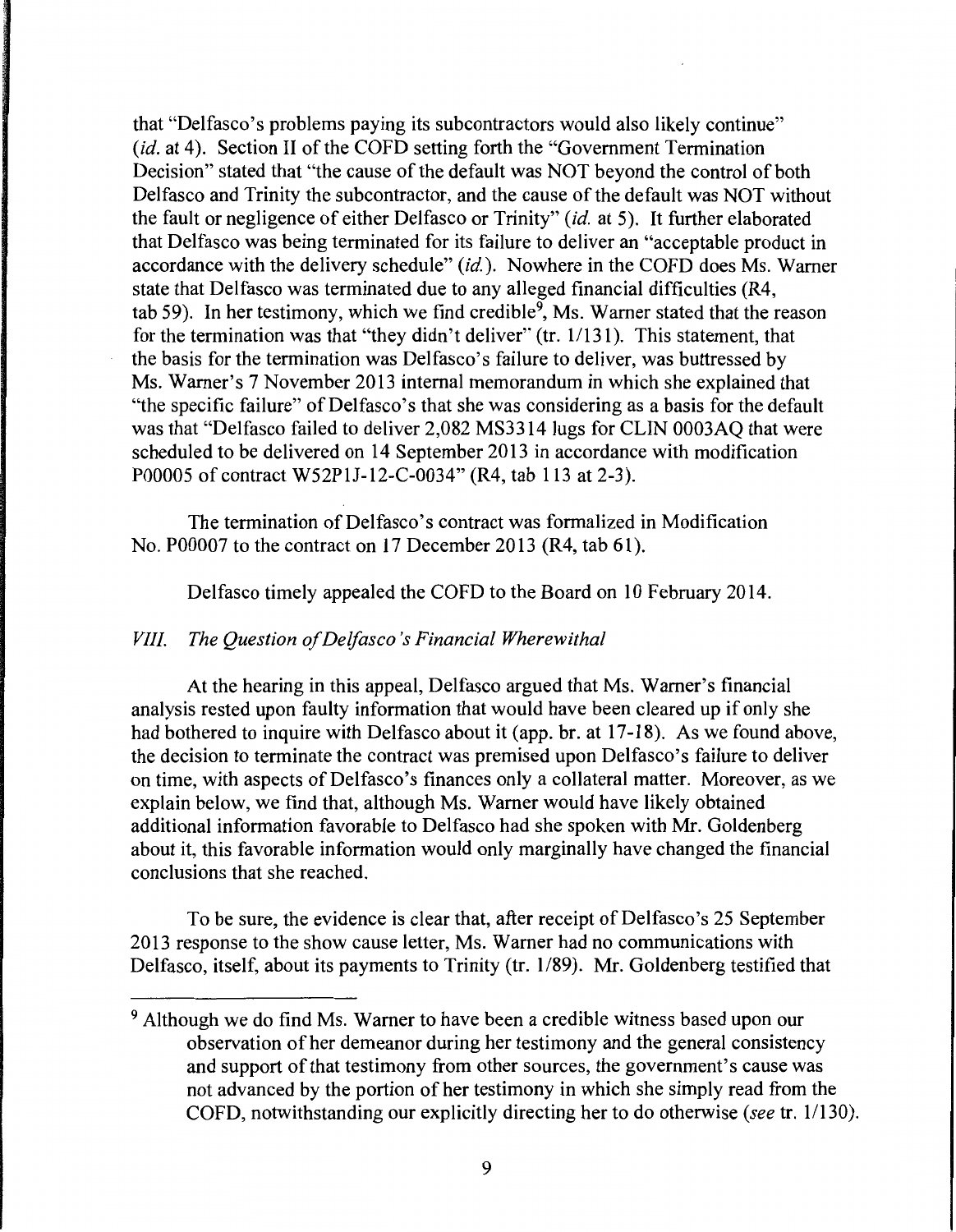that "Delfasco's problems paying its subcontractors would also likely continue" (*id.* at 4). Section II of the COFD setting forth the "Government Termination Decision" stated that "the cause of the default was NOT beyond the control of both Delfasco and Trinity the subcontractor, and the cause of the default was NOT without the fault or negligence of either Delfasco or Trinity" (*id.* at 5). It further elaborated that Delfasco was being terminated for its failure to deliver an "acceptable product in accordance with the delivery schedule" (*id.*). Nowhere in the COFD does Ms. Warner state that Delfasco was terminated due to any alleged financial difficulties (R4, tab 59). In her testimony, which we find credible[9], Ms. Warner stated that the reason for the termination was that "they didn't deliver" (tr. 1/131). This statement, that the basis for the termination was Delfasco's failure to deliver, was buttressed by Ms. Warner's 7 November 2013 internal memorandum in which she explained that "the specific failure" of Delfasco's that she was considering as a basis for the default was that "Delfasco failed to deliver 2,082 MS3314 lugs for CLIN 0003AQ that were scheduled to be delivered on 14 September 2013 in accordance with modification P00005 of contract W52P1J-12-C-0034" (R4, tab 113 at 2-3).

The termination of Delfasco's contract was formalized in Modification No. P00007 to the contract on 17 December 2013 (R4, tab 61).

Delfasco timely appealed the COFD to the Board on 10 February 2014.

### *VIII. The Question of Delfasco's Financial Wherewithal*

At the hearing in this appeal, Delfasco argued that Ms. Warner's financial analysis rested upon faulty information that would have been cleared up if only she had bothered to inquire with Delfasco about it (app. br. at 17-18). As we found above, the decision to terminate the contract was premised upon Delfasco's failure to deliver on time, with aspects of Delfasco's finances only a collateral matter. Moreover, as we explain below, we find that, although Ms. Warner would have likely obtained additional information favorable to Delfasco had she spoken with Mr. Goldenberg about it, this favorable information would only marginally have changed the financial conclusions that she reached.

To be sure, the evidence is clear that, after receipt of Delfasco's 25 September 2013 response to the show cause letter, Ms. Warner had no communications with Delfasco, itself, about its payments to Trinity (tr. 1/89). Mr. Goldenberg testified that

---

[9] Although we do find Ms. Warner to have been a credible witness based upon our observation of her demeanor during her testimony and the general consistency and support of that testimony from other sources, the government's cause was not advanced by the portion of her testimony in which she simply read from the COFD, notwithstanding our explicitly directing her to do otherwise (*see* tr. 1/130).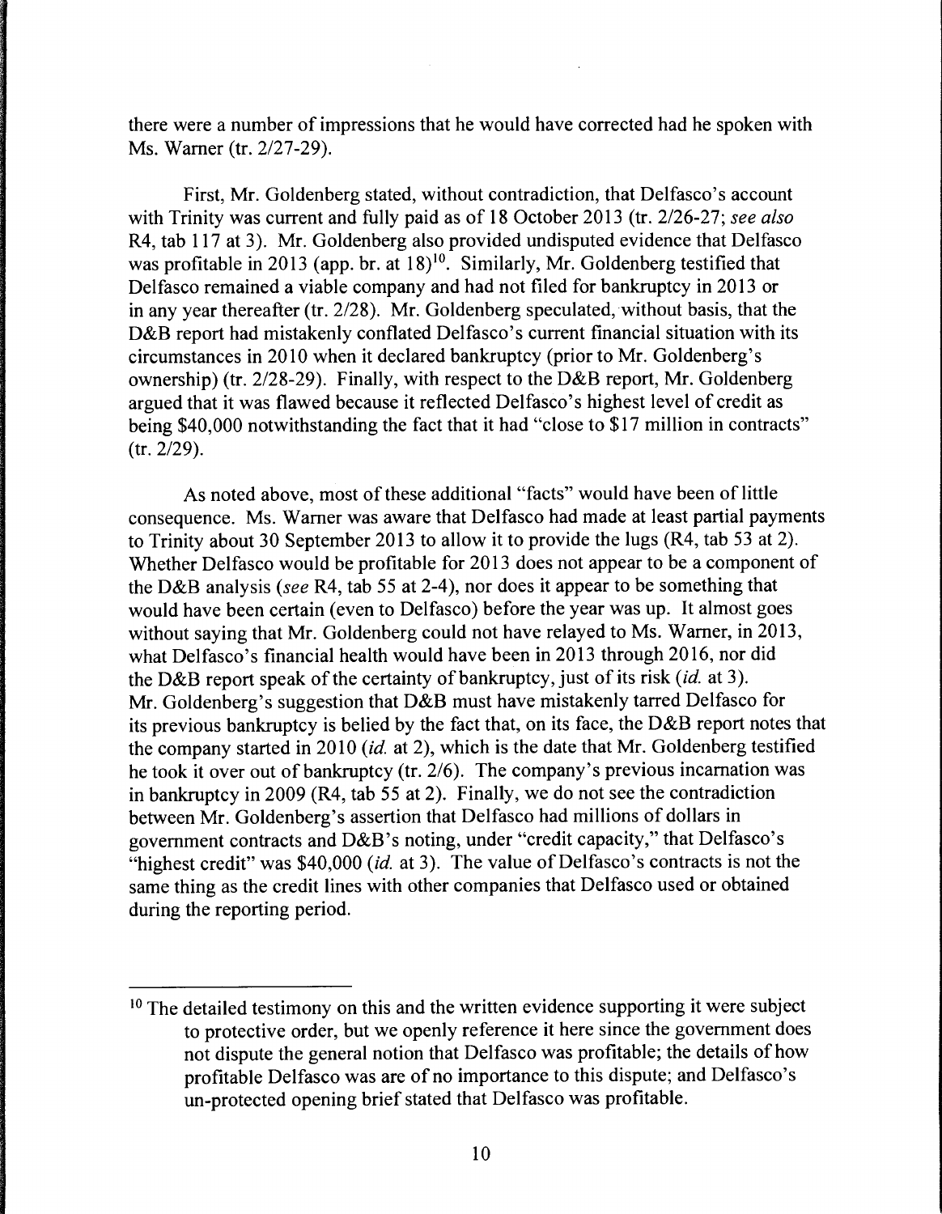there were a number of impressions that he would have corrected had he spoken with Ms. Warner (tr. 2/27-29).

First, Mr. Goldenberg stated, without contradiction, that Delfasco's account with Trinity was current and fully paid as of 18 October 2013 (tr. 2/26-27; *see also* R4, tab 117 at 3). Mr. Goldenberg also provided undisputed evidence that Delfasco was profitable in 2013 (app. br. at 18)[10]. Similarly, Mr. Goldenberg testified that Delfasco remained a viable company and had not filed for bankruptcy in 2013 or in any year thereafter (tr. 2/28). Mr. Goldenberg speculated, without basis, that the D&B report had mistakenly conflated Delfasco's current financial situation with its circumstances in 2010 when it declared bankruptcy (prior to Mr. Goldenberg's ownership) (tr. 2/28-29). Finally, with respect to the D&B report, Mr. Goldenberg argued that it was flawed because it reflected Delfasco's highest level of credit as being $40,000 notwithstanding the fact that it had "close to $17 million in contracts" (tr. 2/29).

As noted above, most of these additional "facts" would have been of little consequence. Ms. Warner was aware that Delfasco had made at least partial payments to Trinity about 30 September 2013 to allow it to provide the lugs (R4, tab 53 at 2). Whether Delfasco would be profitable for 2013 does not appear to be a component of the D&B analysis (*see* R4, tab 55 at 2-4), nor does it appear to be something that would have been certain (even to Delfasco) before the year was up. It almost goes without saying that Mr. Goldenberg could not have relayed to Ms. Warner, in 2013, what Delfasco's financial health would have been in 2013 through 2016, nor did the D&B report speak of the certainty of bankruptcy, just of its risk (*id.* at 3). Mr. Goldenberg's suggestion that D&B must have mistakenly tarred Delfasco for its previous bankruptcy is belied by the fact that, on its face, the D&B report notes that the company started in 2010 (*id.* at 2), which is the date that Mr. Goldenberg testified he took it over out of bankruptcy (tr. 2/6). The company's previous incarnation was in bankruptcy in 2009 (R4, tab 55 at 2). Finally, we do not see the contradiction between Mr. Goldenberg's assertion that Delfasco had millions of dollars in government contracts and D&B's noting, under "credit capacity," that Delfasco's "highest credit" was $40,000 (*id.* at 3). The value of Delfasco's contracts is not the same thing as the credit lines with other companies that Delfasco used or obtained during the reporting period.

---

[10] The detailed testimony on this and the written evidence supporting it were subject to protective order, but we openly reference it here since the government does not dispute the general notion that Delfasco was profitable; the details of how profitable Delfasco was are of no importance to this dispute; and Delfasco's un-protected opening brief stated that Delfasco was profitable.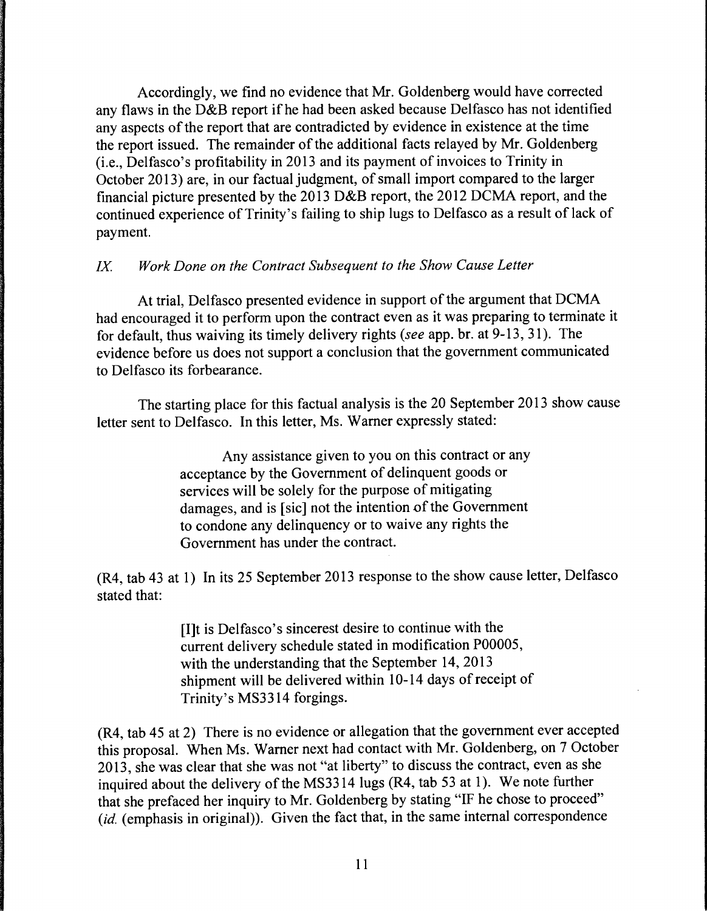Accordingly, we find no evidence that Mr. Goldenberg would have corrected any flaws in the D&B report if he had been asked because Delfasco has not identified any aspects of the report that are contradicted by evidence in existence at the time the report issued. The remainder of the additional facts relayed by Mr. Goldenberg (i.e., Delfasco's profitability in 2013 and its payment of invoices to Trinity in October 2013) are, in our factual judgment, of small import compared to the larger financial picture presented by the 2013 D&B report, the 2012 DCMA report, and the continued experience of Trinity's failing to ship lugs to Delfasco as a result of lack of payment.

*IX. Work Done on the Contract Subsequent to the Show Cause Letter*

At trial, Delfasco presented evidence in support of the argument that DCMA had encouraged it to perform upon the contract even as it was preparing to terminate it for default, thus waiving its timely delivery rights (*see* app. br. at 9-13, 31). The evidence before us does not support a conclusion that the government communicated to Delfasco its forbearance.

The starting place for this factual analysis is the 20 September 2013 show cause letter sent to Delfasco. In this letter, Ms. Warner expressly stated:

> Any assistance given to you on this contract or any acceptance by the Government of delinquent goods or services will be solely for the purpose of mitigating damages, and is [sic] not the intention of the Government to condone any delinquency or to waive any rights the Government has under the contract.

(R4, tab 43 at 1) In its 25 September 2013 response to the show cause letter, Delfasco stated that:

> [I]t is Delfasco's sincerest desire to continue with the current delivery schedule stated in modification P00005, with the understanding that the September 14, 2013 shipment will be delivered within 10-14 days of receipt of Trinity's MS3314 forgings.

(R4, tab 45 at 2) There is no evidence or allegation that the government ever accepted this proposal. When Ms. Warner next had contact with Mr. Goldenberg, on 7 October 2013, she was clear that she was not "at liberty" to discuss the contract, even as she inquired about the delivery of the MS3314 lugs (R4, tab 53 at 1). We note further that she prefaced her inquiry to Mr. Goldenberg by stating "IF he chose to proceed" (*id.* (emphasis in original)). Given the fact that, in the same internal correspondence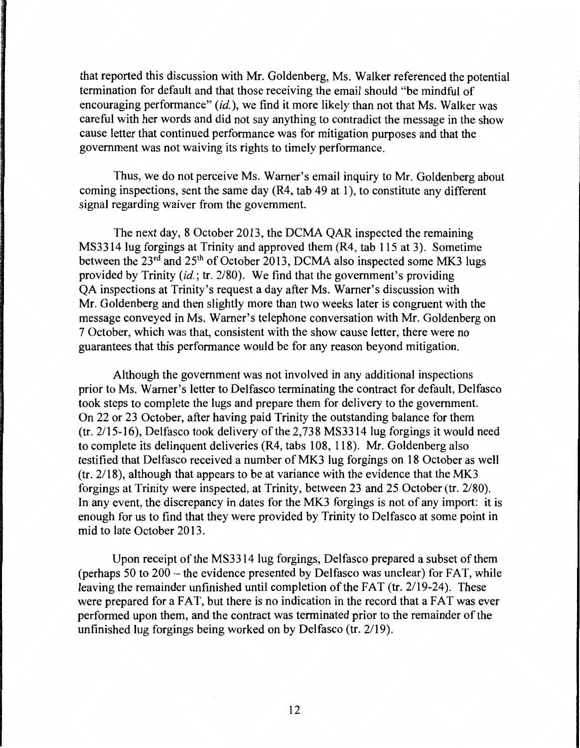that reported this discussion with Mr. Goldenberg, Ms. Walker referenced the potential termination for default and that those receiving the email should "be mindful of encouraging performance" (*id.*), we find it more likely than not that Ms. Walker was careful with her words and did not say anything to contradict the message in the show cause letter that continued performance was for mitigation purposes and that the government was not waiving its rights to timely performance.

Thus, we do not perceive Ms. Warner's email inquiry to Mr. Goldenberg about coming inspections, sent the same day (R4, tab 49 at 1), to constitute any different signal regarding waiver from the government.

The next day, 8 October 2013, the DCMA QAR inspected the remaining MS3314 lug forgings at Trinity and approved them (R4, tab 115 at 3). Sometime between the 23rd and 25th of October 2013, DCMA also inspected some MK3 lugs provided by Trinity (*id.*; tr. 2/80). We find that the government's providing QA inspections at Trinity's request a day after Ms. Warner's discussion with Mr. Goldenberg and then slightly more than two weeks later is congruent with the message conveyed in Ms. Warner's telephone conversation with Mr. Goldenberg on 7 October, which was that, consistent with the show cause letter, there were no guarantees that this performance would be for any reason beyond mitigation.

Although the government was not involved in any additional inspections prior to Ms. Warner's letter to Delfasco terminating the contract for default, Delfasco took steps to complete the lugs and prepare them for delivery to the government. On 22 or 23 October, after having paid Trinity the outstanding balance for them (tr. 2/15-16), Delfasco took delivery of the 2,738 MS3314 lug forgings it would need to complete its delinquent deliveries (R4, tabs 108, 118). Mr. Goldenberg also testified that Delfasco received a number of MK3 lug forgings on 18 October as well (tr. 2/18), although that appears to be at variance with the evidence that the MK3 forgings at Trinity were inspected, at Trinity, between 23 and 25 October (tr. 2/80). In any event, the discrepancy in dates for the MK3 forgings is not of any import: it is enough for us to find that they were provided by Trinity to Delfasco at some point in mid to late October 2013.

Upon receipt of the MS3314 lug forgings, Delfasco prepared a subset of them (perhaps 50 to 200 – the evidence presented by Delfasco was unclear) for FAT, while leaving the remainder unfinished until completion of the FAT (tr. 2/19-24). These were prepared for a FAT, but there is no indication in the record that a FAT was ever performed upon them, and the contract was terminated prior to the remainder of the unfinished lug forgings being worked on by Delfasco (tr. 2/19).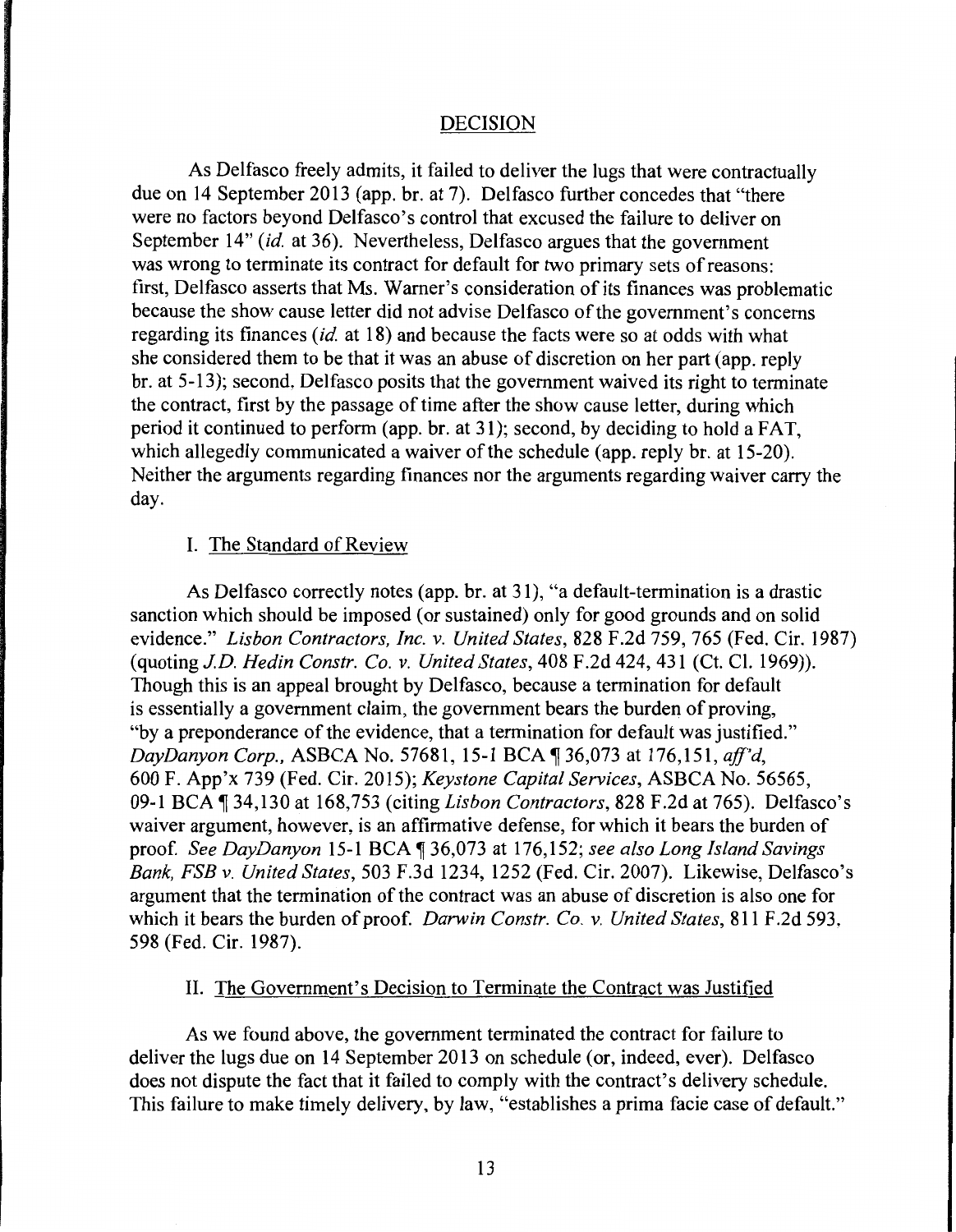## DECISION

As Delfasco freely admits, it failed to deliver the lugs that were contractually due on 14 September 2013 (app. br. at 7). Delfasco further concedes that "there were no factors beyond Delfasco's control that excused the failure to deliver on September 14" (*id.* at 36). Nevertheless, Delfasco argues that the government was wrong to terminate its contract for default for two primary sets of reasons: first, Delfasco asserts that Ms. Warner's consideration of its finances was problematic because the show cause letter did not advise Delfasco of the government's concerns regarding its finances (*id.* at 18) and because the facts were so at odds with what she considered them to be that it was an abuse of discretion on her part (app. reply br. at 5-13); second, Delfasco posits that the government waived its right to terminate the contract, first by the passage of time after the show cause letter, during which period it continued to perform (app. br. at 31); second, by deciding to hold a FAT, which allegedly communicated a waiver of the schedule (app. reply br. at 15-20). Neither the arguments regarding finances nor the arguments regarding waiver carry the day.

### I. The Standard of Review

As Delfasco correctly notes (app. br. at 31), "a default-termination is a drastic sanction which should be imposed (or sustained) only for good grounds and on solid evidence." *Lisbon Contractors, Inc. v. United States*, 828 F.2d 759, 765 (Fed. Cir. 1987) (quoting *J.D. Hedin Constr. Co. v. United States*, 408 F.2d 424, 431 (Ct. Cl. 1969)). Though this is an appeal brought by Delfasco, because a termination for default is essentially a government claim, the government bears the burden of proving, "by a preponderance of the evidence, that a termination for default was justified." *DayDanyon Corp.*, ASBCA No. 57681, 15-1 BCA ¶ 36,073 at 176,151, *aff'd*, 600 F. App'x 739 (Fed. Cir. 2015); *Keystone Capital Services*, ASBCA No. 56565, 09-1 BCA ¶ 34,130 at 168,753 (citing *Lisbon Contractors*, 828 F.2d at 765). Delfasco's waiver argument, however, is an affirmative defense, for which it bears the burden of proof. *See DayDanyon* 15-1 BCA ¶ 36,073 at 176,152; *see also Long Island Savings Bank, FSB v. United States*, 503 F.3d 1234, 1252 (Fed. Cir. 2007). Likewise, Delfasco's argument that the termination of the contract was an abuse of discretion is also one for which it bears the burden of proof. *Darwin Constr. Co. v. United States*, 811 F.2d 593, 598 (Fed. Cir. 1987).

### II. The Government's Decision to Terminate the Contract was Justified

As we found above, the government terminated the contract for failure to deliver the lugs due on 14 September 2013 on schedule (or, indeed, ever). Delfasco does not dispute the fact that it failed to comply with the contract's delivery schedule. This failure to make timely delivery, by law, "establishes a prima facie case of default."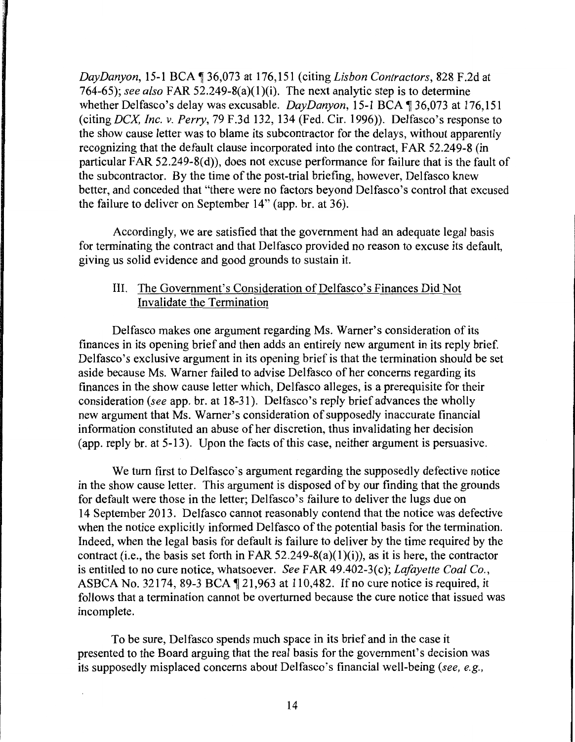*DayDanyon*, 15-1 BCA ¶ 36,073 at 176,151 (citing *Lisbon Contractors*, 828 F.2d at 764-65); *see also* FAR 52.249-8(a)(1)(i). The next analytic step is to determine whether Delfasco's delay was excusable. *DayDanyon*, 15-1 BCA ¶ 36,073 at 176,151 (citing *DCX, Inc. v. Perry*, 79 F.3d 132, 134 (Fed. Cir. 1996)). Delfasco's response to the show cause letter was to blame its subcontractor for the delays, without apparently recognizing that the default clause incorporated into the contract, FAR 52.249-8 (in particular FAR 52.249-8(d)), does not excuse performance for failure that is the fault of the subcontractor. By the time of the post-trial briefing, however, Delfasco knew better, and conceded that "there were no factors beyond Delfasco's control that excused the failure to deliver on September 14" (app. br. at 36).

Accordingly, we are satisfied that the government had an adequate legal basis for terminating the contract and that Delfasco provided no reason to excuse its default, giving us solid evidence and good grounds to sustain it.

## III. The Government's Consideration of Delfasco's Finances Did Not Invalidate the Termination

Delfasco makes one argument regarding Ms. Warner's consideration of its finances in its opening brief and then adds an entirely new argument in its reply brief. Delfasco's exclusive argument in its opening brief is that the termination should be set aside because Ms. Warner failed to advise Delfasco of her concerns regarding its finances in the show cause letter which, Delfasco alleges, is a prerequisite for their consideration (*see* app. br. at 18-31). Delfasco's reply brief advances the wholly new argument that Ms. Warner's consideration of supposedly inaccurate financial information constituted an abuse of her discretion, thus invalidating her decision (app. reply br. at 5-13). Upon the facts of this case, neither argument is persuasive.

We turn first to Delfasco's argument regarding the supposedly defective notice in the show cause letter. This argument is disposed of by our finding that the grounds for default were those in the letter; Delfasco's failure to deliver the lugs due on 14 September 2013. Delfasco cannot reasonably contend that the notice was defective when the notice explicitly informed Delfasco of the potential basis for the termination. Indeed, when the legal basis for default is failure to deliver by the time required by the contract (i.e., the basis set forth in FAR 52.249-8(a)(1)(i)), as it is here, the contractor is entitled to no cure notice, whatsoever. *See* FAR 49.402-3(c); *Lafayette Coal Co.*, ASBCA No. 32174, 89-3 BCA ¶ 21,963 at 110,482. If no cure notice is required, it follows that a termination cannot be overturned because the cure notice that issued was incomplete.

To be sure, Delfasco spends much space in its brief and in the case it presented to the Board arguing that the real basis for the government's decision was its supposedly misplaced concerns about Delfasco's financial well-being (*see, e.g.*,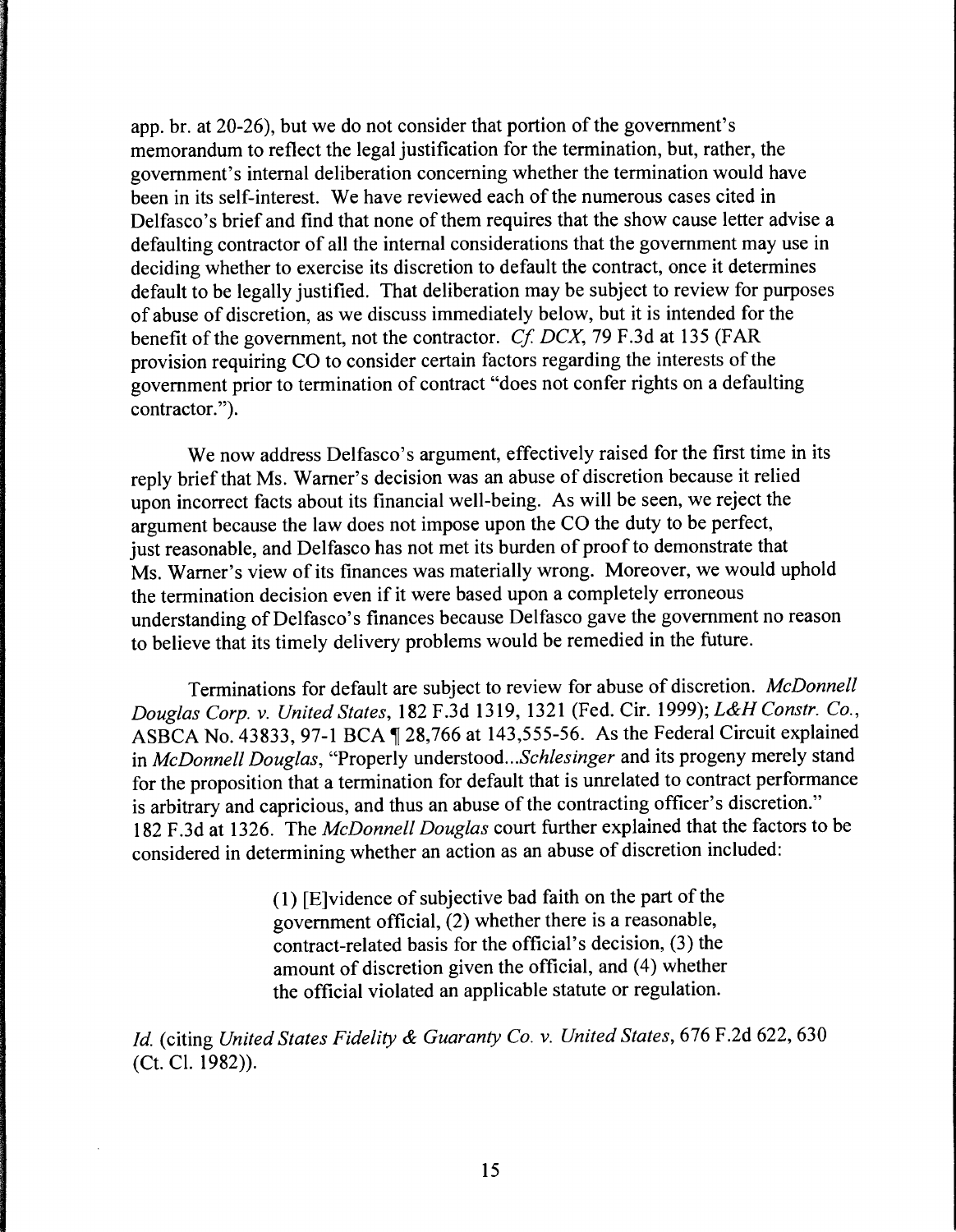app. br. at 20-26), but we do not consider that portion of the government's memorandum to reflect the legal justification for the termination, but, rather, the government's internal deliberation concerning whether the termination would have been in its self-interest. We have reviewed each of the numerous cases cited in Delfasco's brief and find that none of them requires that the show cause letter advise a defaulting contractor of all the internal considerations that the government may use in deciding whether to exercise its discretion to default the contract, once it determines default to be legally justified. That deliberation may be subject to review for purposes of abuse of discretion, as we discuss immediately below, but it is intended for the benefit of the government, not the contractor. *Cf. DCX*, 79 F.3d at 135 (FAR provision requiring CO to consider certain factors regarding the interests of the government prior to termination of contract "does not confer rights on a defaulting contractor.").

We now address Delfasco's argument, effectively raised for the first time in its reply brief that Ms. Warner's decision was an abuse of discretion because it relied upon incorrect facts about its financial well-being. As will be seen, we reject the argument because the law does not impose upon the CO the duty to be perfect, just reasonable, and Delfasco has not met its burden of proof to demonstrate that Ms. Warner's view of its finances was materially wrong. Moreover, we would uphold the termination decision even if it were based upon a completely erroneous understanding of Delfasco's finances because Delfasco gave the government no reason to believe that its timely delivery problems would be remedied in the future.

Terminations for default are subject to review for abuse of discretion. *McDonnell Douglas Corp. v. United States*, 182 F.3d 1319, 1321 (Fed. Cir. 1999); *L&H Constr. Co.*, ASBCA No. 43833, 97-1 BCA ¶ 28,766 at 143,555-56. As the Federal Circuit explained in *McDonnell Douglas*, "Properly understood...*Schlesinger* and its progeny merely stand for the proposition that a termination for default that is unrelated to contract performance is arbitrary and capricious, and thus an abuse of the contracting officer's discretion." 182 F.3d at 1326. The *McDonnell Douglas* court further explained that the factors to be considered in determining whether an action as an abuse of discretion included:

> (1) [E]vidence of subjective bad faith on the part of the government official, (2) whether there is a reasonable, contract-related basis for the official's decision, (3) the amount of discretion given the official, and (4) whether the official violated an applicable statute or regulation.

*Id.* (citing *United States Fidelity & Guaranty Co. v. United States*, 676 F.2d 622, 630 (Ct. Cl. 1982)).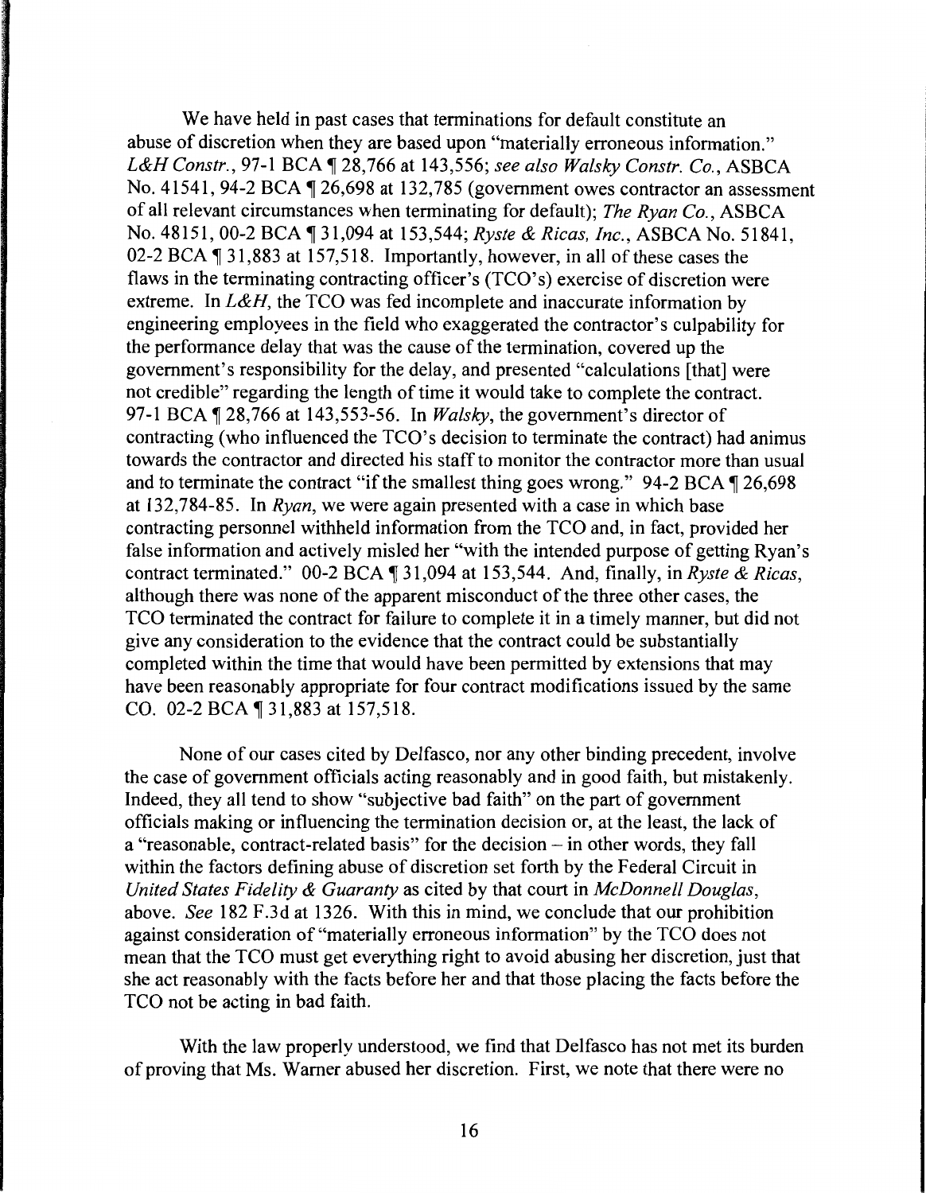We have held in past cases that terminations for default constitute an abuse of discretion when they are based upon "materially erroneous information." *L&H Constr.*, 97-1 BCA ¶ 28,766 at 143,556; *see also Walsky Constr. Co.*, ASBCA No. 41541, 94-2 BCA ¶ 26,698 at 132,785 (government owes contractor an assessment of all relevant circumstances when terminating for default); *The Ryan Co.*, ASBCA No. 48151, 00-2 BCA ¶ 31,094 at 153,544; *Ryste & Ricas, Inc.*, ASBCA No. 51841, 02-2 BCA ¶ 31,883 at 157,518. Importantly, however, in all of these cases the flaws in the terminating contracting officer's (TCO's) exercise of discretion were extreme. In *L&H*, the TCO was fed incomplete and inaccurate information by engineering employees in the field who exaggerated the contractor's culpability for the performance delay that was the cause of the termination, covered up the government's responsibility for the delay, and presented "calculations [that] were not credible" regarding the length of time it would take to complete the contract. 97-1 BCA ¶ 28,766 at 143,553-56. In *Walsky*, the government's director of contracting (who influenced the TCO's decision to terminate the contract) had animus towards the contractor and directed his staff to monitor the contractor more than usual and to terminate the contract "if the smallest thing goes wrong." 94-2 BCA ¶ 26,698 at 132,784-85. In *Ryan*, we were again presented with a case in which base contracting personnel withheld information from the TCO and, in fact, provided her false information and actively misled her "with the intended purpose of getting Ryan's contract terminated." 00-2 BCA ¶ 31,094 at 153,544. And, finally, in *Ryste & Ricas*, although there was none of the apparent misconduct of the three other cases, the TCO terminated the contract for failure to complete it in a timely manner, but did not give any consideration to the evidence that the contract could be substantially completed within the time that would have been permitted by extensions that may have been reasonably appropriate for four contract modifications issued by the same CO. 02-2 BCA ¶ 31,883 at 157,518.

None of our cases cited by Delfasco, nor any other binding precedent, involve the case of government officials acting reasonably and in good faith, but mistakenly. Indeed, they all tend to show "subjective bad faith" on the part of government officials making or influencing the termination decision or, at the least, the lack of a "reasonable, contract-related basis" for the decision – in other words, they fall within the factors defining abuse of discretion set forth by the Federal Circuit in *United States Fidelity & Guaranty* as cited by that court in *McDonnell Douglas*, above. *See* 182 F.3d at 1326. With this in mind, we conclude that our prohibition against consideration of "materially erroneous information" by the TCO does not mean that the TCO must get everything right to avoid abusing her discretion, just that she act reasonably with the facts before her and that those placing the facts before the TCO not be acting in bad faith.

With the law properly understood, we find that Delfasco has not met its burden of proving that Ms. Warner abused her discretion. First, we note that there were no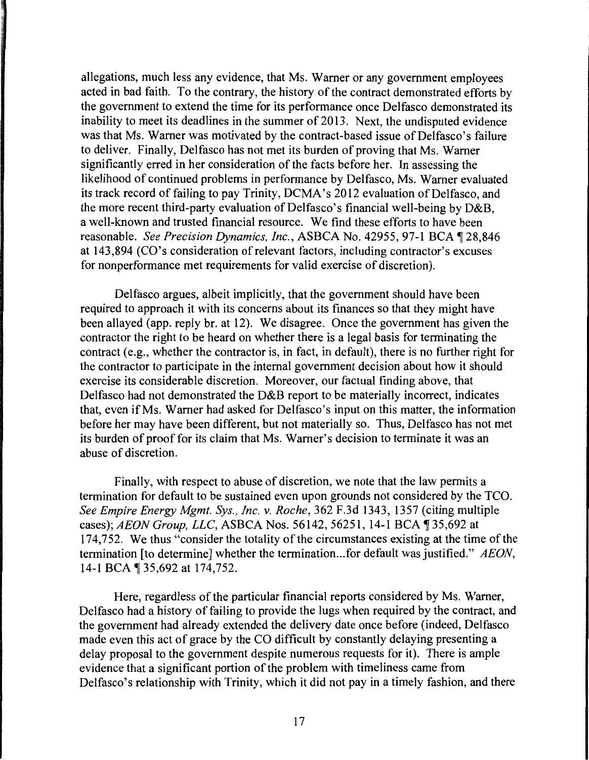allegations, much less any evidence, that Ms. Warner or any government employees acted in bad faith. To the contrary, the history of the contract demonstrated efforts by the government to extend the time for its performance once Delfasco demonstrated its inability to meet its deadlines in the summer of 2013. Next, the undisputed evidence was that Ms. Warner was motivated by the contract-based issue of Delfasco's failure to deliver. Finally, Delfasco has not met its burden of proving that Ms. Warner significantly erred in her consideration of the facts before her. In assessing the likelihood of continued problems in performance by Delfasco, Ms. Warner evaluated its track record of failing to pay Trinity, DCMA's 2012 evaluation of Delfasco, and the more recent third-party evaluation of Delfasco's financial well-being by D&B, a well-known and trusted financial resource. We find these efforts to have been reasonable. *See Precision Dynamics, Inc.*, ASBCA No. 42955, 97-1 BCA ¶ 28,846 at 143,894 (CO's consideration of relevant factors, including contractor's excuses for nonperformance met requirements for valid exercise of discretion).

Delfasco argues, albeit implicitly, that the government should have been required to approach it with its concerns about its finances so that they might have been allayed (app. reply br. at 12). We disagree. Once the government has given the contractor the right to be heard on whether there is a legal basis for terminating the contract (e.g., whether the contractor is, in fact, in default), there is no further right for the contractor to participate in the internal government decision about how it should exercise its considerable discretion. Moreover, our factual finding above, that Delfasco had not demonstrated the D&B report to be materially incorrect, indicates that, even if Ms. Warner had asked for Delfasco's input on this matter, the information before her may have been different, but not materially so. Thus, Delfasco has not met its burden of proof for its claim that Ms. Warner's decision to terminate it was an abuse of discretion.

Finally, with respect to abuse of discretion, we note that the law permits a termination for default to be sustained even upon grounds not considered by the TCO. *See Empire Energy Mgmt. Sys., Inc. v. Roche*, 362 F.3d 1343, 1357 (citing multiple cases); *AEON Group, LLC*, ASBCA Nos. 56142, 56251, 14-1 BCA ¶ 35,692 at 174,752. We thus "consider the totality of the circumstances existing at the time of the termination [to determine] whether the termination...for default was justified." *AEON*, 14-1 BCA ¶ 35,692 at 174,752.

Here, regardless of the particular financial reports considered by Ms. Warner, Delfasco had a history of failing to provide the lugs when required by the contract, and the government had already extended the delivery date once before (indeed, Delfasco made even this act of grace by the CO difficult by constantly delaying presenting a delay proposal to the government despite numerous requests for it). There is ample evidence that a significant portion of the problem with timeliness came from Delfasco's relationship with Trinity, which it did not pay in a timely fashion, and there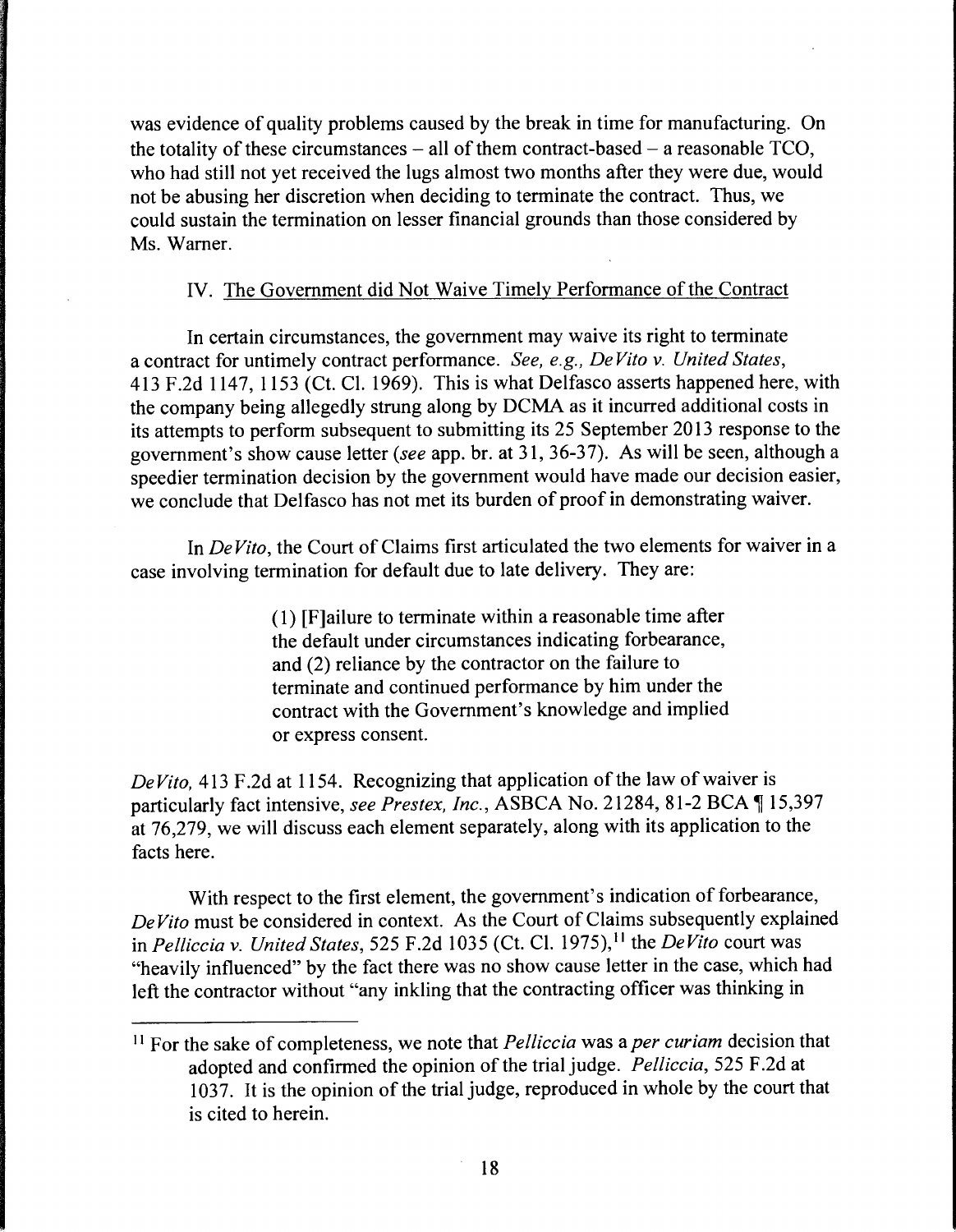was evidence of quality problems caused by the break in time for manufacturing. On the totality of these circumstances – all of them contract-based – a reasonable TCO, who had still not yet received the lugs almost two months after they were due, would not be abusing her discretion when deciding to terminate the contract. Thus, we could sustain the termination on lesser financial grounds than those considered by Ms. Warner.

## IV. The Government did Not Waive Timely Performance of the Contract

In certain circumstances, the government may waive its right to terminate a contract for untimely contract performance. *See, e.g., DeVito v. United States*, 413 F.2d 1147, 1153 (Ct. Cl. 1969). This is what Delfasco asserts happened here, with the company being allegedly strung along by DCMA as it incurred additional costs in its attempts to perform subsequent to submitting its 25 September 2013 response to the government's show cause letter (*see* app. br. at 31, 36-37). As will be seen, although a speedier termination decision by the government would have made our decision easier, we conclude that Delfasco has not met its burden of proof in demonstrating waiver.

In *DeVito*, the Court of Claims first articulated the two elements for waiver in a case involving termination for default due to late delivery. They are:

> (1) [F]ailure to terminate within a reasonable time after the default under circumstances indicating forbearance, and (2) reliance by the contractor on the failure to terminate and continued performance by him under the contract with the Government's knowledge and implied or express consent.

*DeVito*, 413 F.2d at 1154. Recognizing that application of the law of waiver is particularly fact intensive, *see Prestex, Inc.*, ASBCA No. 21284, 81-2 BCA ¶ 15,397 at 76,279, we will discuss each element separately, along with its application to the facts here.

With respect to the first element, the government's indication of forbearance, *DeVito* must be considered in context. As the Court of Claims subsequently explained in *Pelliccia v. United States*, 525 F.2d 1035 (Ct. Cl. 1975),[11] the *DeVito* court was "heavily influenced" by the fact there was no show cause letter in the case, which had left the contractor without "any inkling that the contracting officer was thinking in

[11] For the sake of completeness, we note that *Pelliccia* was a *per curiam* decision that adopted and confirmed the opinion of the trial judge. *Pelliccia*, 525 F.2d at 1037. It is the opinion of the trial judge, reproduced in whole by the court that is cited to herein.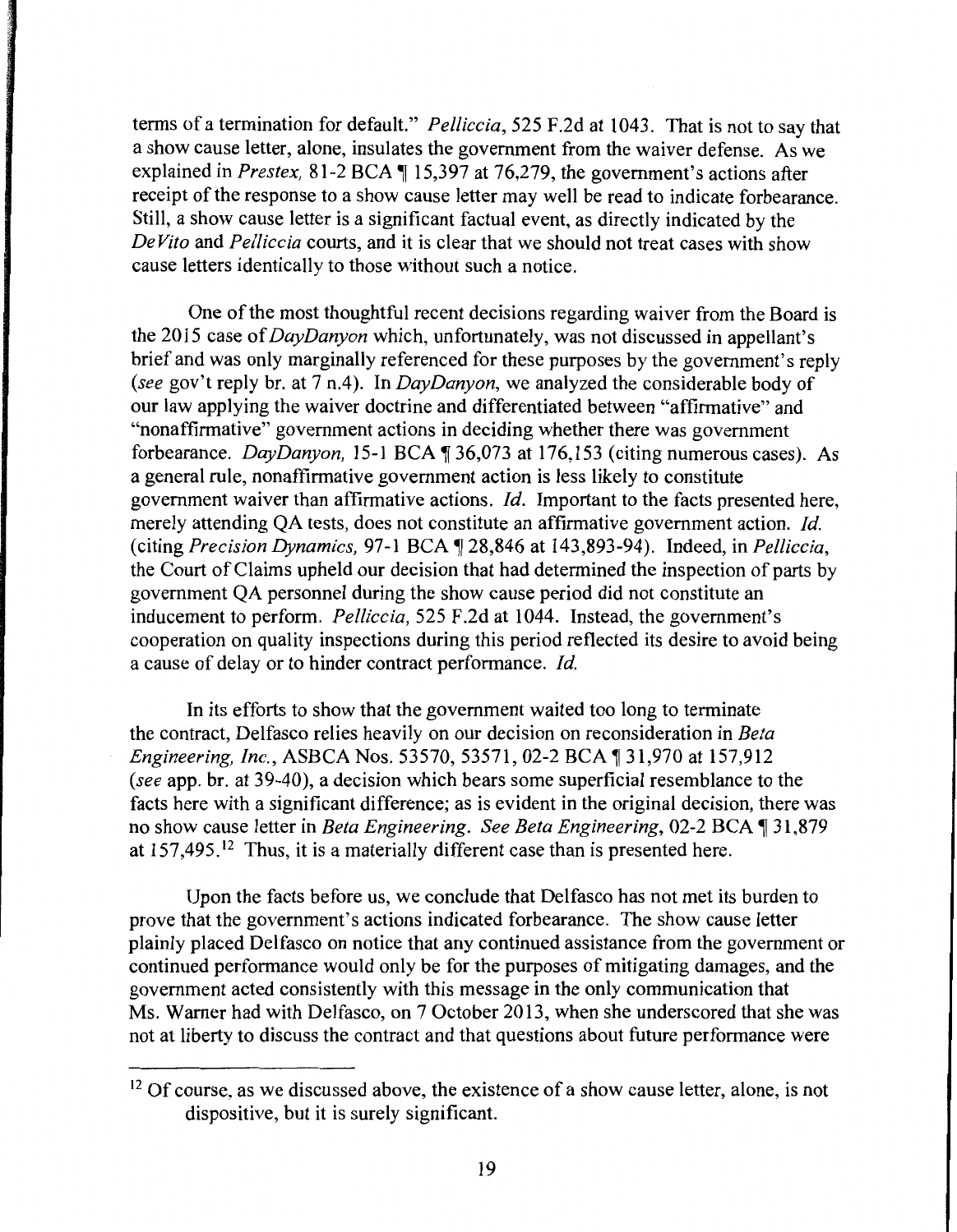terms of a termination for default." *Pelliccia*, 525 F.2d at 1043. That is not to say that a show cause letter, alone, insulates the government from the waiver defense. As we explained in *Prestex*, 81-2 BCA ¶ 15,397 at 76,279, the government's actions after receipt of the response to a show cause letter may well be read to indicate forbearance. Still, a show cause letter is a significant factual event, as directly indicated by the *DeVito* and *Pelliccia* courts, and it is clear that we should not treat cases with show cause letters identically to those without such a notice.

One of the most thoughtful recent decisions regarding waiver from the Board is the 2015 case of *DayDanyon* which, unfortunately, was not discussed in appellant's brief and was only marginally referenced for these purposes by the government's reply (*see* gov't reply br. at 7 n.4). In *DayDanyon*, we analyzed the considerable body of our law applying the waiver doctrine and differentiated between "affirmative" and "nonaffirmative" government actions in deciding whether there was government forbearance. *DayDanyon*, 15-1 BCA ¶ 36,073 at 176,153 (citing numerous cases). As a general rule, nonaffirmative government action is less likely to constitute government waiver than affirmative actions. *Id.* Important to the facts presented here, merely attending QA tests, does not constitute an affirmative government action. *Id.* (citing *Precision Dynamics*, 97-1 BCA ¶ 28,846 at 143,893-94). Indeed, in *Pelliccia*, the Court of Claims upheld our decision that had determined the inspection of parts by government QA personnel during the show cause period did not constitute an inducement to perform. *Pelliccia*, 525 F.2d at 1044. Instead, the government's cooperation on quality inspections during this period reflected its desire to avoid being a cause of delay or to hinder contract performance. *Id.*

In its efforts to show that the government waited too long to terminate the contract, Delfasco relies heavily on our decision on reconsideration in *Beta Engineering, Inc.*, ASBCA Nos. 53570, 53571, 02-2 BCA ¶ 31,970 at 157,912 (*see* app. br. at 39-40), a decision which bears some superficial resemblance to the facts here with a significant difference; as is evident in the original decision, there was no show cause letter in *Beta Engineering*. *See Beta Engineering*, 02-2 BCA ¶ 31,879 at 157,495.[12] Thus, it is a materially different case than is presented here.

Upon the facts before us, we conclude that Delfasco has not met its burden to prove that the government's actions indicated forbearance. The show cause letter plainly placed Delfasco on notice that any continued assistance from the government or continued performance would only be for the purposes of mitigating damages, and the government acted consistently with this message in the only communication that Ms. Warner had with Delfasco, on 7 October 2013, when she underscored that she was not at liberty to discuss the contract and that questions about future performance were

[12] Of course, as we discussed above, the existence of a show cause letter, alone, is not dispositive, but it is surely significant.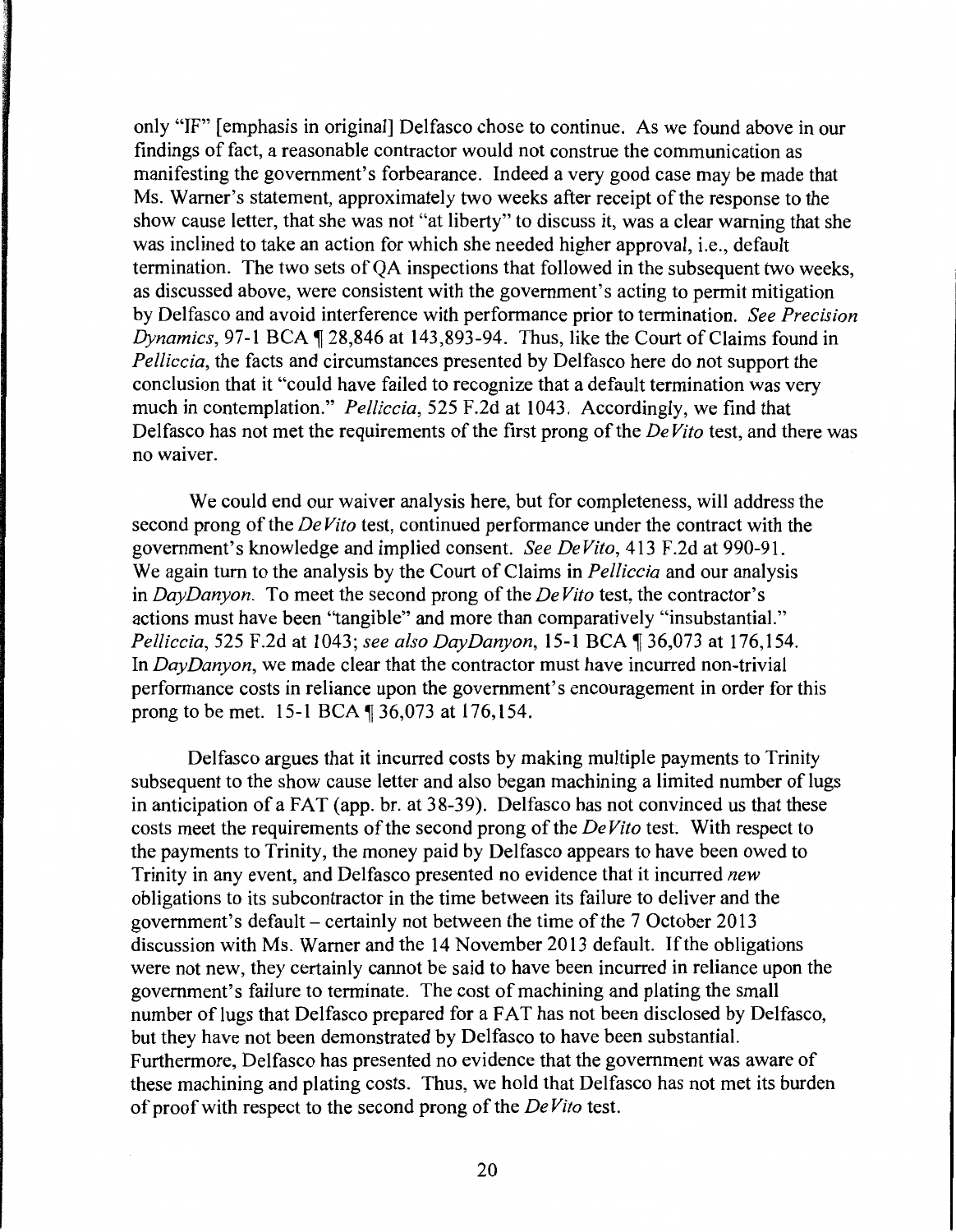only "IF" [emphasis in original] Delfasco chose to continue. As we found above in our findings of fact, a reasonable contractor would not construe the communication as manifesting the government's forbearance. Indeed a very good case may be made that Ms. Warner's statement, approximately two weeks after receipt of the response to the show cause letter, that she was not "at liberty" to discuss it, was a clear warning that she was inclined to take an action for which she needed higher approval, i.e., default termination. The two sets of QA inspections that followed in the subsequent two weeks, as discussed above, were consistent with the government's acting to permit mitigation by Delfasco and avoid interference with performance prior to termination. *See Precision Dynamics*, 97-1 BCA ¶ 28,846 at 143,893-94. Thus, like the Court of Claims found in *Pelliccia*, the facts and circumstances presented by Delfasco here do not support the conclusion that it "could have failed to recognize that a default termination was very much in contemplation." *Pelliccia*, 525 F.2d at 1043. Accordingly, we find that Delfasco has not met the requirements of the first prong of the *DeVito* test, and there was no waiver.

We could end our waiver analysis here, but for completeness, will address the second prong of the *DeVito* test, continued performance under the contract with the government's knowledge and implied consent. *See DeVito*, 413 F.2d at 990-91. We again turn to the analysis by the Court of Claims in *Pelliccia* and our analysis in *DayDanyon*. To meet the second prong of the *DeVito* test, the contractor's actions must have been "tangible" and more than comparatively "insubstantial." *Pelliccia*, 525 F.2d at 1043; *see also DayDanyon*, 15-1 BCA ¶ 36,073 at 176,154. In *DayDanyon*, we made clear that the contractor must have incurred non-trivial performance costs in reliance upon the government's encouragement in order for this prong to be met. 15-1 BCA ¶ 36,073 at 176,154.

Delfasco argues that it incurred costs by making multiple payments to Trinity subsequent to the show cause letter and also began machining a limited number of lugs in anticipation of a FAT (app. br. at 38-39). Delfasco has not convinced us that these costs meet the requirements of the second prong of the *DeVito* test. With respect to the payments to Trinity, the money paid by Delfasco appears to have been owed to Trinity in any event, and Delfasco presented no evidence that it incurred *new* obligations to its subcontractor in the time between its failure to deliver and the government's default – certainly not between the time of the 7 October 2013 discussion with Ms. Warner and the 14 November 2013 default. If the obligations were not new, they certainly cannot be said to have been incurred in reliance upon the government's failure to terminate. The cost of machining and plating the small number of lugs that Delfasco prepared for a FAT has not been disclosed by Delfasco, but they have not been demonstrated by Delfasco to have been substantial. Furthermore, Delfasco has presented no evidence that the government was aware of these machining and plating costs. Thus, we hold that Delfasco has not met its burden of proof with respect to the second prong of the *DeVito* test.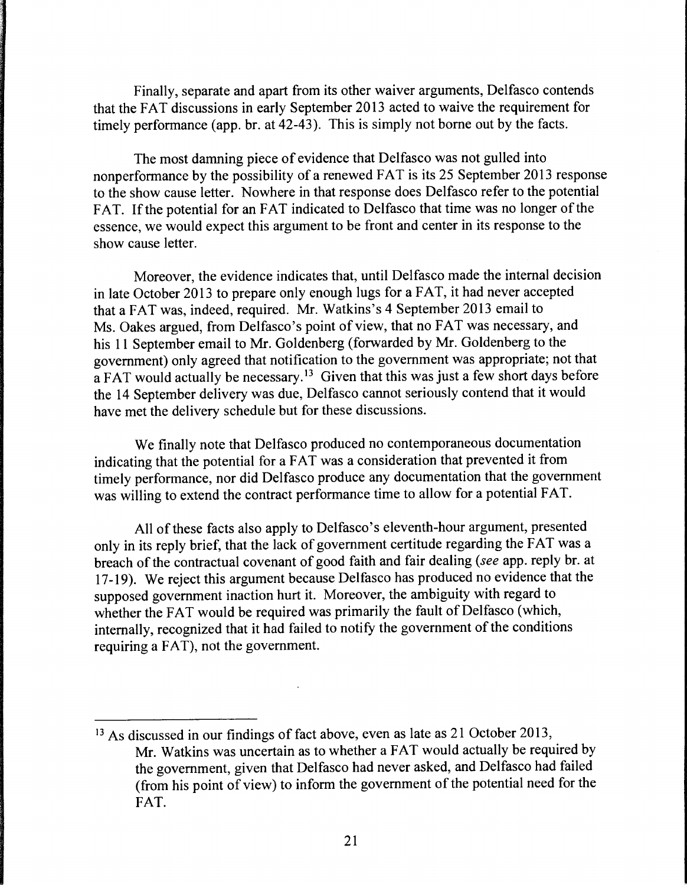Finally, separate and apart from its other waiver arguments, Delfasco contends that the FAT discussions in early September 2013 acted to waive the requirement for timely performance (app. br. at 42-43). This is simply not borne out by the facts.

The most damning piece of evidence that Delfasco was not gulled into nonperformance by the possibility of a renewed FAT is its 25 September 2013 response to the show cause letter. Nowhere in that response does Delfasco refer to the potential FAT. If the potential for an FAT indicated to Delfasco that time was no longer of the essence, we would expect this argument to be front and center in its response to the show cause letter.

Moreover, the evidence indicates that, until Delfasco made the internal decision in late October 2013 to prepare only enough lugs for a FAT, it had never accepted that a FAT was, indeed, required. Mr. Watkins's 4 September 2013 email to Ms. Oakes argued, from Delfasco's point of view, that no FAT was necessary, and his 11 September email to Mr. Goldenberg (forwarded by Mr. Goldenberg to the government) only agreed that notification to the government was appropriate; not that a FAT would actually be necessary.[13] Given that this was just a few short days before the 14 September delivery was due, Delfasco cannot seriously contend that it would have met the delivery schedule but for these discussions.

We finally note that Delfasco produced no contemporaneous documentation indicating that the potential for a FAT was a consideration that prevented it from timely performance, nor did Delfasco produce any documentation that the government was willing to extend the contract performance time to allow for a potential FAT.

All of these facts also apply to Delfasco's eleventh-hour argument, presented only in its reply brief, that the lack of government certitude regarding the FAT was a breach of the contractual covenant of good faith and fair dealing (*see* app. reply br. at 17-19). We reject this argument because Delfasco has produced no evidence that the supposed government inaction hurt it. Moreover, the ambiguity with regard to whether the FAT would be required was primarily the fault of Delfasco (which, internally, recognized that it had failed to notify the government of the conditions requiring a FAT), not the government.

---

[13] As discussed in our findings of fact above, even as late as 21 October 2013, Mr. Watkins was uncertain as to whether a FAT would actually be required by the government, given that Delfasco had never asked, and Delfasco had failed (from his point of view) to inform the government of the potential need for the FAT.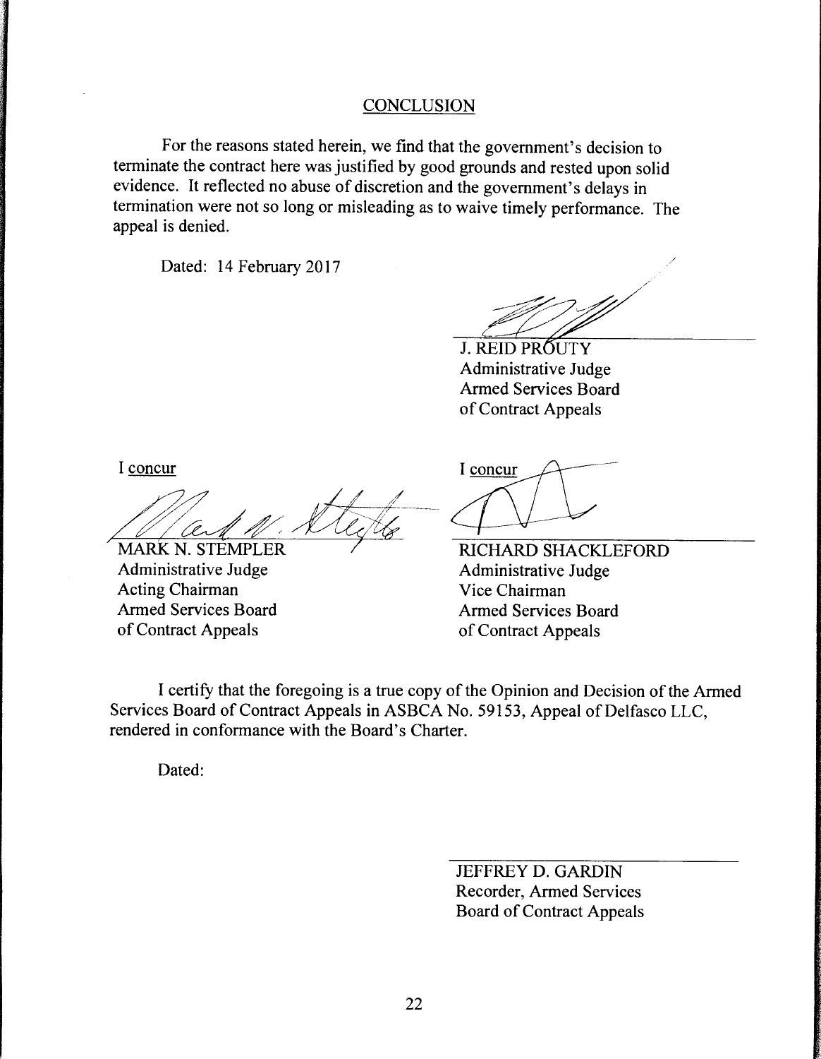## CONCLUSION

For the reasons stated herein, we find that the government's decision to terminate the contract here was justified by good grounds and rested upon solid evidence. It reflected no abuse of discretion and the government's delays in termination were not so long or misleading as to waive timely performance. The appeal is denied.

Dated: 14 February 2017

J. REID PROUTY
Administrative Judge
Armed Services Board
of Contract Appeals

I concur

MARK N. STEMPLER
Administrative Judge
Acting Chairman
Armed Services Board
of Contract Appeals

I concur

RICHARD SHACKLEFORD
Administrative Judge
Vice Chairman
Armed Services Board
of Contract Appeals

I certify that the foregoing is a true copy of the Opinion and Decision of the Armed Services Board of Contract Appeals in ASBCA No. 59153, Appeal of Delfasco LLC, rendered in conformance with the Board's Charter.

Dated:

JEFFREY D. GARDIN
Recorder, Armed Services
Board of Contract Appeals